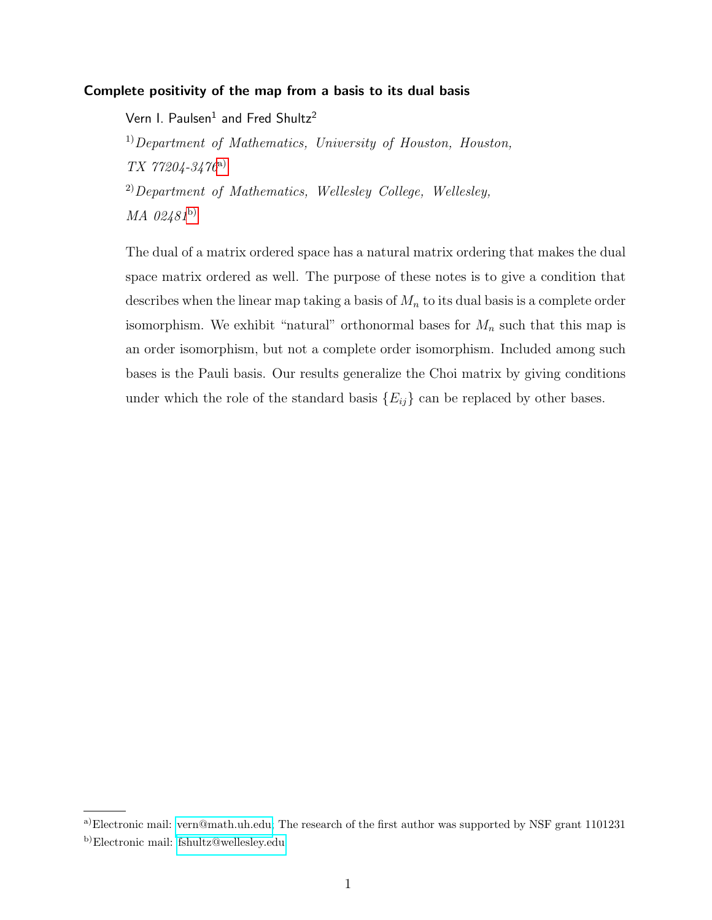# Complete positivity of the map from a basis to its dual basis

Vern I. Paulsen[1] and Fred Shultz[2]

[1] *Department of Mathematics, University of Houston, Houston, TX 77204-3476*[a]

[2] *Department of Mathematics, Wellesley College, Wellesley, MA 02481*[b]

The dual of a matrix ordered space has a natural matrix ordering that makes the dual space matrix ordered as well. The purpose of these notes is to give a condition that describes when the linear map taking a basis of $M_n$ to its dual basis is a complete order isomorphism. We exhibit "natural" orthonormal bases for $M_n$ such that this map is an order isomorphism, but not a complete order isomorphism. Included among such bases is the Pauli basis. Our results generalize the Choi matrix by giving conditions under which the role of the standard basis $\{E_{ij}\}$ can be replaced by other bases.

---

[a] Electronic mail: vern@math.uh.edu. The research of the first author was supported by NSF grant 1101231

[b] Electronic mail: fshultz@wellesley.edu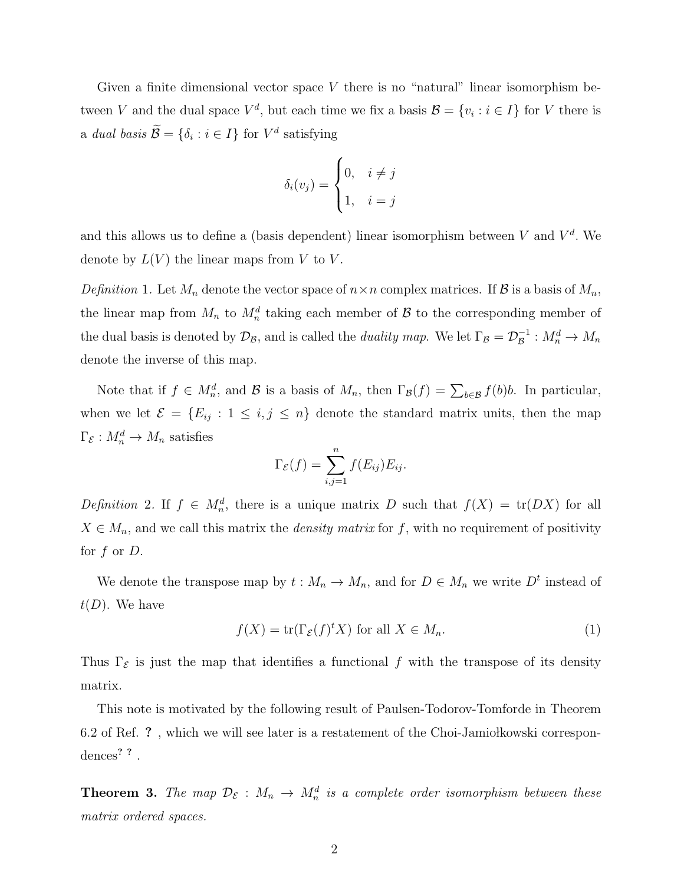Given a finite dimensional vector space $V$ there is no "natural" linear isomorphism between $V$ and the dual space $V^d$, but each time we fix a basis $\mathcal{B} = \{v_i : i \in I\}$ for $V$ there is a *dual basis* $\widetilde{\mathcal{B}} = \{\delta_i : i \in I\}$ for $V^d$ satisfying

$$\delta_i(v_j) = \begin{cases} 0, & i \neq j \\ 1, & i = j \end{cases}$$

and this allows us to define a (basis dependent) linear isomorphism between $V$ and $V^d$. We denote by $L(V)$ the linear maps from $V$ to $V$.

*Definition* 1. Let $M_n$ denote the vector space of $n \times n$ complex matrices. If $\mathcal{B}$ is a basis of $M_n$, the linear map from $M_n$ to $M_n^d$ taking each member of $\mathcal{B}$ to the corresponding member of the dual basis is denoted by $\mathcal{D}_\mathcal{B}$, and is called the *duality map*. We let $\Gamma_\mathcal{B} = \mathcal{D}_\mathcal{B}^{-1} : M_n^d \to M_n$ denote the inverse of this map.

Note that if $f \in M_n^d$, and $\mathcal{B}$ is a basis of $M_n$, then $\Gamma_\mathcal{B}(f) = \sum_{b \in \mathcal{B}} f(b)b$. In particular, when we let $\mathcal{E} = \{E_{ij} : 1 \leq i, j \leq n\}$ denote the standard matrix units, then the map $\Gamma_\mathcal{E} : M_n^d \to M_n$ satisfies

$$\Gamma_\mathcal{E}(f) = \sum_{i,j=1}^{n} f(E_{ij})E_{ij}.$$

*Definition* 2. If $f \in M_n^d$, there is a unique matrix $D$ such that $f(X) = \operatorname{tr}(DX)$ for all $X \in M_n$, and we call this matrix the *density matrix* for $f$, with no requirement of positivity for $f$ or $D$.

We denote the transpose map by $t : M_n \to M_n$, and for $D \in M_n$ we write $D^t$ instead of $t(D)$. We have

$$f(X) = \operatorname{tr}(\Gamma_\mathcal{E}(f)^t X) \text{ for all } X \in M_n. \tag{1}$$

Thus $\Gamma_\mathcal{E}$ is just the map that identifies a functional $f$ with the transpose of its density matrix.

This note is motivated by the following result of Paulsen-Todorov-Tomforde in Theorem 6.2 of Ref. **?** , which we will see later is a restatement of the Choi-Jamiołkowski correspondences[? ?] .

**Theorem 3.** *The map $\mathcal{D}_\mathcal{E} : M_n \to M_n^d$ is a complete order isomorphism between these matrix ordered spaces.*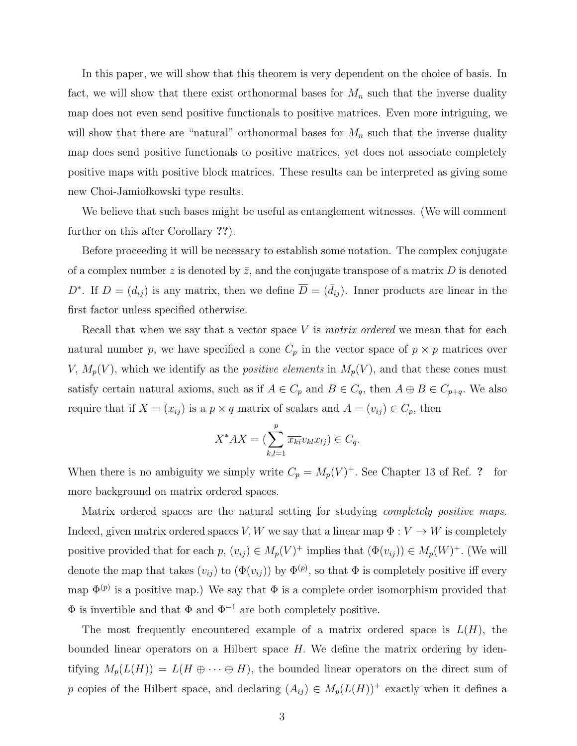In this paper, we will show that this theorem is very dependent on the choice of basis. In fact, we will show that there exist orthonormal bases for $M_n$ such that the inverse duality map does not even send positive functionals to positive matrices. Even more intriguing, we will show that there are "natural" orthonormal bases for $M_n$ such that the inverse duality map does send positive functionals to positive matrices, yet does not associate completely positive maps with positive block matrices. These results can be interpreted as giving some new Choi-Jamiołkowski type results.

We believe that such bases might be useful as entanglement witnesses. (We will comment further on this after Corollary **??**).

Before proceeding it will be necessary to establish some notation. The complex conjugate of a complex number $z$ is denoted by $\bar{z}$, and the conjugate transpose of a matrix $D$ is denoted $D^*$. If $D = (d_{ij})$ is any matrix, then we define $\overline{D} = (\bar{d}_{ij})$. Inner products are linear in the first factor unless specified otherwise.

Recall that when we say that a vector space $V$ is *matrix ordered* we mean that for each natural number $p$, we have specified a cone $C_p$ in the vector space of $p \times p$ matrices over $V$, $M_p(V)$, which we identify as the *positive elements* in $M_p(V)$, and that these cones must satisfy certain natural axioms, such as if $A \in C_p$ and $B \in C_q$, then $A \oplus B \in C_{p+q}$. We also require that if $X = (x_{ij})$ is a $p \times q$ matrix of scalars and $A = (v_{ij}) \in C_p$, then

$$X^*AX = (\sum_{k,l=1}^{p} \overline{x_{ki}} v_{kl} x_{lj}) \in C_q.$$

When there is no ambiguity we simply write $C_p = M_p(V)^+$. See Chapter 13 of Ref. **?** for more background on matrix ordered spaces.

Matrix ordered spaces are the natural setting for studying *completely positive maps.* Indeed, given matrix ordered spaces $V, W$ we say that a linear map $\Phi : V \to W$ is completely positive provided that for each $p$, $(v_{ij}) \in M_p(V)^+$ implies that $(\Phi(v_{ij})) \in M_p(W)^+$. (We will denote the map that takes $(v_{ij})$ to $(\Phi(v_{ij}))$ by $\Phi^{(p)}$, so that $\Phi$ is completely positive iff every map $\Phi^{(p)}$ is a positive map.) We say that $\Phi$ is a complete order isomorphism provided that $\Phi$ is invertible and that $\Phi$ and $\Phi^{-1}$ are both completely positive.

The most frequently encountered example of a matrix ordered space is $L(H)$, the bounded linear operators on a Hilbert space $H$. We define the matrix ordering by identifying $M_p(L(H)) = L(H \oplus \cdots \oplus H)$, the bounded linear operators on the direct sum of $p$ copies of the Hilbert space, and declaring $(A_{ij}) \in M_p(L(H))^+$ exactly when it defines a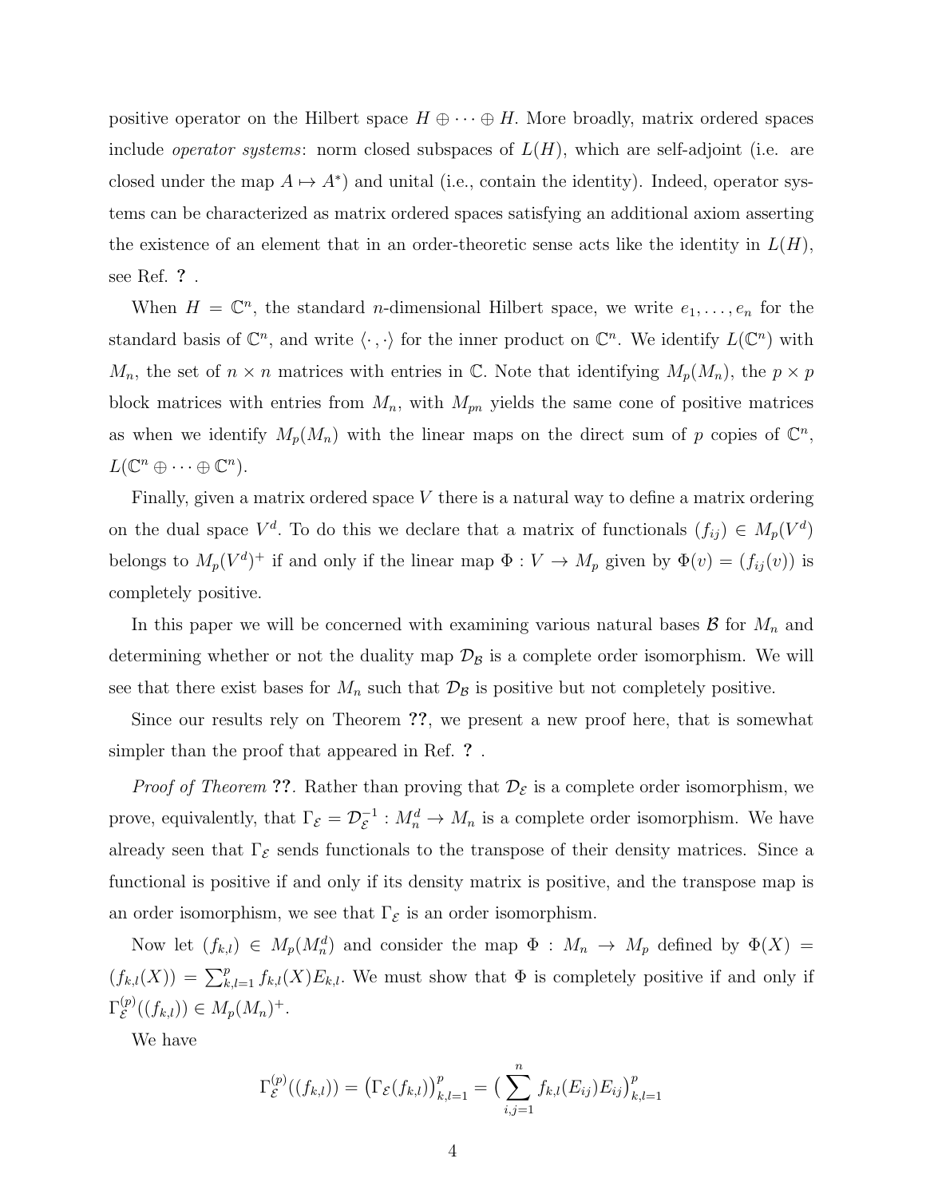positive operator on the Hilbert space $H \oplus \cdots \oplus H$. More broadly, matrix ordered spaces include *operator systems*: norm closed subspaces of $L(H)$, which are self-adjoint (i.e. are closed under the map $A \mapsto A^*$) and unital (i.e., contain the identity). Indeed, operator systems can be characterized as matrix ordered spaces satisfying an additional axiom asserting the existence of an element that in an order-theoretic sense acts like the identity in $L(H)$, see Ref. **?** .

When $H = \mathbb{C}^n$, the standard $n$-dimensional Hilbert space, we write $e_1, \ldots, e_n$ for the standard basis of $\mathbb{C}^n$, and write $\langle \cdot, \cdot \rangle$ for the inner product on $\mathbb{C}^n$. We identify $L(\mathbb{C}^n)$ with $M_n$, the set of $n \times n$ matrices with entries in $\mathbb{C}$. Note that identifying $M_p(M_n)$, the $p \times p$ block matrices with entries from $M_n$, with $M_{pn}$ yields the same cone of positive matrices as when we identify $M_p(M_n)$ with the linear maps on the direct sum of $p$ copies of $\mathbb{C}^n$, $L(\mathbb{C}^n \oplus \cdots \oplus \mathbb{C}^n)$.

Finally, given a matrix ordered space $V$ there is a natural way to define a matrix ordering on the dual space $V^d$. To do this we declare that a matrix of functionals $(f_{ij}) \in M_p(V^d)$ belongs to $M_p(V^d)^+$ if and only if the linear map $\Phi : V \to M_p$ given by $\Phi(v) = (f_{ij}(v))$ is completely positive.

In this paper we will be concerned with examining various natural bases $\mathcal{B}$ for $M_n$ and determining whether or not the duality map $\mathcal{D}_{\mathcal{B}}$ is a complete order isomorphism. We will see that there exist bases for $M_n$ such that $\mathcal{D}_{\mathcal{B}}$ is positive but not completely positive.

Since our results rely on Theorem **??**, we present a new proof here, that is somewhat simpler than the proof that appeared in Ref. **?** .

*Proof of Theorem* **??**. Rather than proving that $\mathcal{D}_{\mathcal{E}}$ is a complete order isomorphism, we prove, equivalently, that $\Gamma_{\mathcal{E}} = \mathcal{D}_{\mathcal{E}}^{-1} : M_n^d \to M_n$ is a complete order isomorphism. We have already seen that $\Gamma_{\mathcal{E}}$ sends functionals to the transpose of their density matrices. Since a functional is positive if and only if its density matrix is positive, and the transpose map is an order isomorphism, we see that $\Gamma_{\mathcal{E}}$ is an order isomorphism.

Now let $(f_{k,l}) \in M_p(M_n^d)$ and consider the map $\Phi : M_n \to M_p$ defined by $\Phi(X) = (f_{k,l}(X)) = \sum_{k,l=1}^{p} f_{k,l}(X) E_{k,l}$. We must show that $\Phi$ is completely positive if and only if $\Gamma_{\mathcal{E}}^{(p)}((f_{k,l})) \in M_p(M_n)^+$.

We have

$$\Gamma_{\mathcal{E}}^{(p)}((f_{k,l})) = \left(\Gamma_{\mathcal{E}}(f_{k,l})\right)_{k,l=1}^{p} = \Big(\sum_{i,j=1}^{n} f_{k,l}(E_{ij}) E_{ij}\Big)_{k,l=1}^{p}$$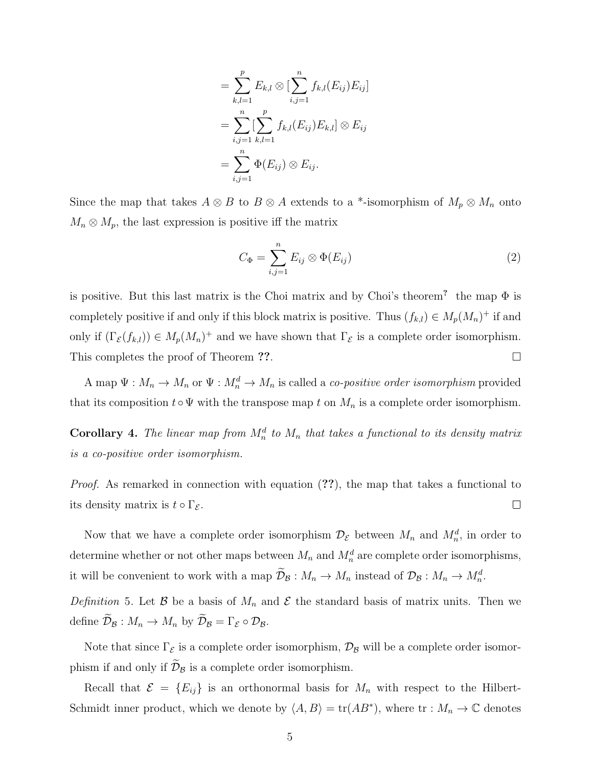$$= \sum_{k,l=1}^{p} E_{k,l} \otimes [\sum_{i,j=1}^{n} f_{k,l}(E_{ij}) E_{ij}]$$
$$= \sum_{i,j=1}^{n} [\sum_{k,l=1}^{p} f_{k,l}(E_{ij}) E_{k,l}] \otimes E_{ij}$$
$$= \sum_{i,j=1}^{n} \Phi(E_{ij}) \otimes E_{ij}.$$

Since the map that takes $A \otimes B$ to $B \otimes A$ extends to a *-isomorphism of $M_p \otimes M_n$ onto $M_n \otimes M_p$, the last expression is positive iff the matrix

$$C_\Phi = \sum_{i,j=1}^{n} E_{ij} \otimes \Phi(E_{ij}) \tag{2}$$

is positive. But this last matrix is the Choi matrix and by Choi's theorem**?** the map $\Phi$ is completely positive if and only if this block matrix is positive. Thus $(f_{k,l}) \in M_p(M_n)^+$ if and only if $(\Gamma_{\mathcal{E}}(f_{k,l})) \in M_p(M_n)^+$ and we have shown that $\Gamma_{\mathcal{E}}$ is a complete order isomorphism. This completes the proof of Theorem **??**. □

A map $\Psi : M_n \to M_n$ or $\Psi : M_n^d \to M_n$ is called a *co-positive order isomorphism* provided that its composition $t \circ \Psi$ with the transpose map $t$ on $M_n$ is a complete order isomorphism.

**Corollary 4.** *The linear map from $M_n^d$ to $M_n$ that takes a functional to its density matrix is a co-positive order isomorphism.*

*Proof.* As remarked in connection with equation (**??**), the map that takes a functional to its density matrix is $t \circ \Gamma_{\mathcal{E}}$. □

Now that we have a complete order isomorphism $\mathcal{D}_{\mathcal{E}}$ between $M_n$ and $M_n^d$, in order to determine whether or not other maps between $M_n$ and $M_n^d$ are complete order isomorphisms, it will be convenient to work with a map $\widetilde{\mathcal{D}}_{\mathcal{B}} : M_n \to M_n$ instead of $\mathcal{D}_{\mathcal{B}} : M_n \to M_n^d$.

*Definition* 5. Let $\mathcal{B}$ be a basis of $M_n$ and $\mathcal{E}$ the standard basis of matrix units. Then we define $\widetilde{\mathcal{D}}_{\mathcal{B}} : M_n \to M_n$ by $\widetilde{\mathcal{D}}_{\mathcal{B}} = \Gamma_{\mathcal{E}} \circ \mathcal{D}_{\mathcal{B}}$.

Note that since $\Gamma_{\mathcal{E}}$ is a complete order isomorphism, $\mathcal{D}_{\mathcal{B}}$ will be a complete order isomorphism if and only if $\widetilde{\mathcal{D}}_{\mathcal{B}}$ is a complete order isomorphism.

Recall that $\mathcal{E} = \{E_{ij}\}$ is an orthonormal basis for $M_n$ with respect to the Hilbert-Schmidt inner product, which we denote by $\langle A, B \rangle = \mathrm{tr}(AB^*)$, where $\mathrm{tr} : M_n \to \mathbb{C}$ denotes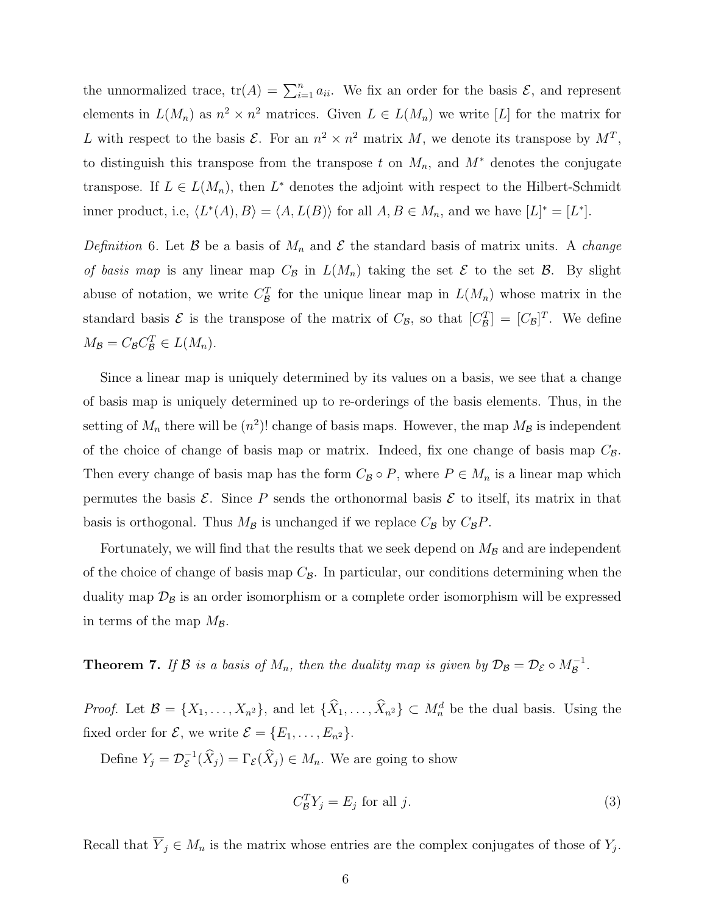the unnormalized trace, $\text{tr}(A) = \sum_{i=1}^{n} a_{ii}$. We fix an order for the basis $\mathcal{E}$, and represent elements in $L(M_n)$ as $n^2 \times n^2$ matrices. Given $L \in L(M_n)$ we write $[L]$ for the matrix for $L$ with respect to the basis $\mathcal{E}$. For an $n^2 \times n^2$ matrix $M$, we denote its transpose by $M^T$, to distinguish this transpose from the transpose $t$ on $M_n$, and $M^*$ denotes the conjugate transpose. If $L \in L(M_n)$, then $L^*$ denotes the adjoint with respect to the Hilbert-Schmidt inner product, i.e, $\langle L^*(A), B\rangle = \langle A, L(B)\rangle$ for all $A, B \in M_n$, and we have $[L]^* = [L^*]$.

*Definition* 6. Let $\mathcal{B}$ be a basis of $M_n$ and $\mathcal{E}$ the standard basis of matrix units. A *change of basis map* is any linear map $C_{\mathcal{B}}$ in $L(M_n)$ taking the set $\mathcal{E}$ to the set $\mathcal{B}$. By slight abuse of notation, we write $C_{\mathcal{B}}^T$ for the unique linear map in $L(M_n)$ whose matrix in the standard basis $\mathcal{E}$ is the transpose of the matrix of $C_{\mathcal{B}}$, so that $[C_{\mathcal{B}}^T] = [C_{\mathcal{B}}]^T$. We define $M_{\mathcal{B}} = C_{\mathcal{B}} C_{\mathcal{B}}^T \in L(M_n)$.

Since a linear map is uniquely determined by its values on a basis, we see that a change of basis map is uniquely determined up to re-orderings of the basis elements. Thus, in the setting of $M_n$ there will be $(n^2)!$ change of basis maps. However, the map $M_{\mathcal{B}}$ is independent of the choice of change of basis map or matrix. Indeed, fix one change of basis map $C_{\mathcal{B}}$. Then every change of basis map has the form $C_{\mathcal{B}} \circ P$, where $P \in M_n$ is a linear map which permutes the basis $\mathcal{E}$. Since $P$ sends the orthonormal basis $\mathcal{E}$ to itself, its matrix in that basis is orthogonal. Thus $M_{\mathcal{B}}$ is unchanged if we replace $C_{\mathcal{B}}$ by $C_{\mathcal{B}}P$.

Fortunately, we will find that the results that we seek depend on $M_{\mathcal{B}}$ and are independent of the choice of change of basis map $C_{\mathcal{B}}$. In particular, our conditions determining when the duality map $\mathcal{D}_{\mathcal{B}}$ is an order isomorphism or a complete order isomorphism will be expressed in terms of the map $M_{\mathcal{B}}$.

**Theorem 7.** *If $\mathcal{B}$ is a basis of $M_n$, then the duality map is given by $\mathcal{D}_{\mathcal{B}} = \mathcal{D}_{\mathcal{E}} \circ M_{\mathcal{B}}^{-1}$.*

*Proof.* Let $\mathcal{B} = \{X_1, \ldots, X_{n^2}\}$, and let $\{\widehat{X}_1, \ldots, \widehat{X}_{n^2}\} \subset M_n^d$ be the dual basis. Using the fixed order for $\mathcal{E}$, we write $\mathcal{E} = \{E_1, \ldots, E_{n^2}\}$.

Define $Y_j = \mathcal{D}_{\mathcal{E}}^{-1}(\widehat{X}_j) = \Gamma_{\mathcal{E}}(\widehat{X}_j) \in M_n$. We are going to show

$$C_{\mathcal{B}}^T Y_j = E_j \text{ for all } j. \tag{3}$$

Recall that $\overline{Y}_j \in M_n$ is the matrix whose entries are the complex conjugates of those of $Y_j$.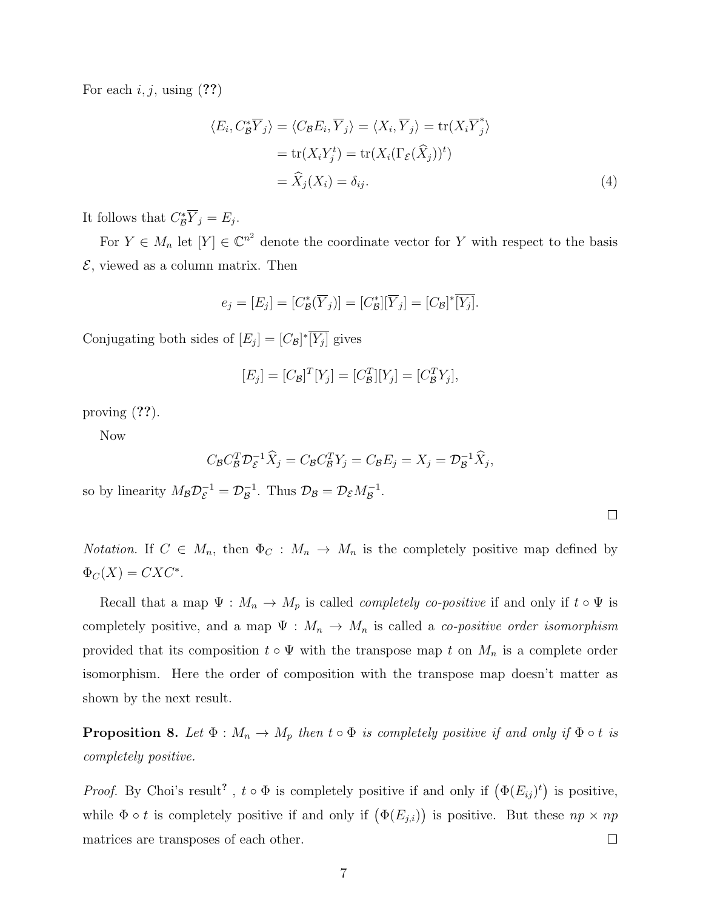For each $i, j$, using (**??**)

$$
\begin{aligned}
\langle E_i, C_{\mathcal{B}}^* \overline{Y}_j \rangle = \langle C_{\mathcal{B}} E_i, \overline{Y}_j \rangle &= \langle X_i, \overline{Y}_j \rangle = \operatorname{tr}(X_i \overline{Y}_j^*) \\
&= \operatorname{tr}(X_i Y_j^t) = \operatorname{tr}(X_i (\Gamma_{\mathcal{E}}(\widehat{X}_j))^t) \\
&= \widehat{X}_j(X_i) = \delta_{ij}.
\end{aligned} \tag{4}
$$

It follows that $C_{\mathcal{B}}^* \overline{Y}_j = E_j$.

For $Y \in M_n$ let $[Y] \in \mathbb{C}^{n^2}$ denote the coordinate vector for $Y$ with respect to the basis $\mathcal{E}$, viewed as a column matrix. Then

$$
e_j = [E_j] = [C_{\mathcal{B}}^*(\overline{Y}_j)] = [C_{\mathcal{B}}^*][\overline{Y}_j] = [C_{\mathcal{B}}]^* \overline{[Y_j]}.
$$

Conjugating both sides of $[E_j] = [C_{\mathcal{B}}]^* \overline{[Y_j]}$ gives

$$
[E_j] = [C_{\mathcal{B}}]^T [Y_j] = [C_{\mathcal{B}}^T][Y_j] = [C_{\mathcal{B}}^T Y_j],
$$

proving (**??**).

Now

$$
C_{\mathcal{B}} C_{\mathcal{B}}^T \mathcal{D}_{\mathcal{E}}^{-1} \widehat{X}_j = C_{\mathcal{B}} C_{\mathcal{B}}^T Y_j = C_{\mathcal{B}} E_j = X_j = \mathcal{D}_{\mathcal{B}}^{-1} \widehat{X}_j,
$$

so by linearity $M_{\mathcal{B}} \mathcal{D}_{\mathcal{E}}^{-1} = \mathcal{D}_{\mathcal{B}}^{-1}$. Thus $\mathcal{D}_{\mathcal{B}} = \mathcal{D}_{\mathcal{E}} M_{\mathcal{B}}^{-1}$.

□

*Notation.* If $C \in M_n$, then $\Phi_C : M_n \to M_n$ is the completely positive map defined by $\Phi_C(X) = CXC^*$.

Recall that a map $\Psi : M_n \to M_p$ is called *completely co-positive* if and only if $t \circ \Psi$ is completely positive, and a map $\Psi : M_n \to M_n$ is called a *co-positive order isomorphism* provided that its composition $t \circ \Psi$ with the transpose map $t$ on $M_n$ is a complete order isomorphism. Here the order of composition with the transpose map doesn't matter as shown by the next result.

**Proposition 8.** *Let $\Phi : M_n \to M_p$ then $t \circ \Phi$ is completely positive if and only if $\Phi \circ t$ is completely positive.*

*Proof.* By Choi's result[?] , $t \circ \Phi$ is completely positive if and only if $\left(\Phi(E_{ij})^t\right)$ is positive, while $\Phi \circ t$ is completely positive if and only if $\left(\Phi(E_{j,i})\right)$ is positive. But these $np \times np$ matrices are transposes of each other. □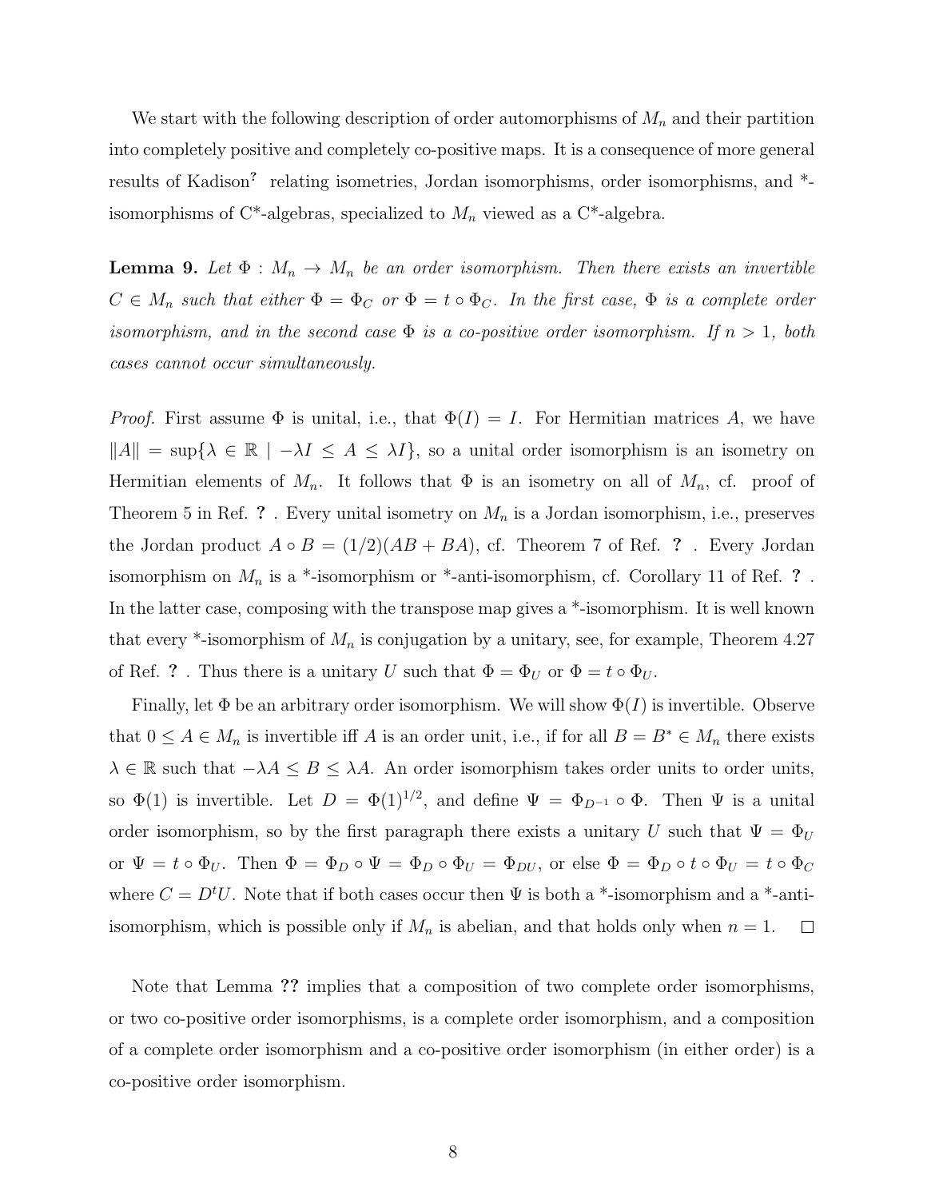We start with the following description of order automorphisms of $M_n$ and their partition into completely positive and completely co-positive maps. It is a consequence of more general results of Kadison? relating isometries, Jordan isomorphisms, order isomorphisms, and *-isomorphisms of C*-algebras, specialized to $M_n$ viewed as a C*-algebra.

**Lemma 9.** *Let $\Phi : M_n \to M_n$ be an order isomorphism. Then there exists an invertible $C \in M_n$ such that either $\Phi = \Phi_C$ or $\Phi = t \circ \Phi_C$. In the first case, $\Phi$ is a complete order isomorphism, and in the second case $\Phi$ is a co-positive order isomorphism. If $n > 1$, both cases cannot occur simultaneously.*

*Proof.* First assume $\Phi$ is unital, i.e., that $\Phi(I) = I$. For Hermitian matrices $A$, we have $\|A\| = \sup\{\lambda \in \mathbb{R} \mid -\lambda I \leq A \leq \lambda I\}$, so a unital order isomorphism is an isometry on Hermitian elements of $M_n$. It follows that $\Phi$ is an isometry on all of $M_n$, cf. proof of Theorem 5 in Ref. ? . Every unital isometry on $M_n$ is a Jordan isomorphism, i.e., preserves the Jordan product $A \circ B = (1/2)(AB + BA)$, cf. Theorem 7 of Ref. ? . Every Jordan isomorphism on $M_n$ is a *-isomorphism or *-anti-isomorphism, cf. Corollary 11 of Ref. ? . In the latter case, composing with the transpose map gives a *-isomorphism. It is well known that every *-isomorphism of $M_n$ is conjugation by a unitary, see, for example, Theorem 4.27 of Ref. ? . Thus there is a unitary $U$ such that $\Phi = \Phi_U$ or $\Phi = t \circ \Phi_U$.

Finally, let $\Phi$ be an arbitrary order isomorphism. We will show $\Phi(I)$ is invertible. Observe that $0 \leq A \in M_n$ is invertible iff $A$ is an order unit, i.e., if for all $B = B^* \in M_n$ there exists $\lambda \in \mathbb{R}$ such that $-\lambda A \leq B \leq \lambda A$. An order isomorphism takes order units to order units, so $\Phi(1)$ is invertible. Let $D = \Phi(1)^{1/2}$, and define $\Psi = \Phi_{D^{-1}} \circ \Phi$. Then $\Psi$ is a unital order isomorphism, so by the first paragraph there exists a unitary $U$ such that $\Psi = \Phi_U$ or $\Psi = t \circ \Phi_U$. Then $\Phi = \Phi_D \circ \Psi = \Phi_D \circ \Phi_U = \Phi_{DU}$, or else $\Phi = \Phi_D \circ t \circ \Phi_U = t \circ \Phi_C$ where $C = D^t U$. Note that if both cases occur then $\Psi$ is both a *-isomorphism and a *-anti-isomorphism, which is possible only if $M_n$ is abelian, and that holds only when $n = 1$. $\square$

Note that Lemma ?? implies that a composition of two complete order isomorphisms, or two co-positive order isomorphisms, is a complete order isomorphism, and a composition of a complete order isomorphism and a co-positive order isomorphism (in either order) is a co-positive order isomorphism.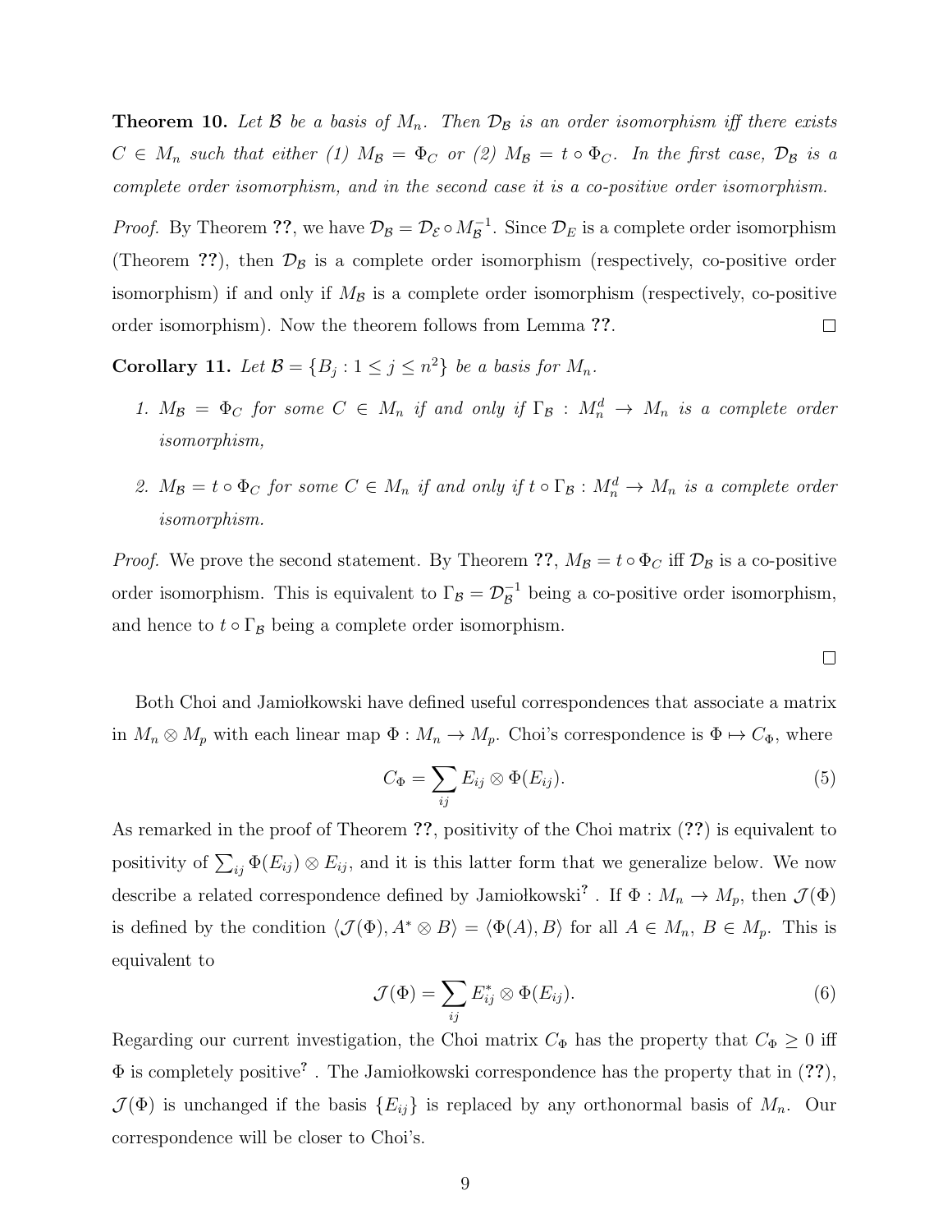**Theorem 10.** *Let $\mathcal{B}$ be a basis of $M_n$. Then $\mathcal{D}_\mathcal{B}$ is an order isomorphism iff there exists $C \in M_n$ such that either (1) $M_\mathcal{B} = \Phi_C$ or (2) $M_\mathcal{B} = t \circ \Phi_C$. In the first case, $\mathcal{D}_\mathcal{B}$ is a complete order isomorphism, and in the second case it is a co-positive order isomorphism.*

*Proof.* By Theorem **??**, we have $\mathcal{D}_\mathcal{B} = \mathcal{D}_\mathcal{E} \circ M_\mathcal{B}^{-1}$. Since $\mathcal{D}_E$ is a complete order isomorphism (Theorem **??**), then $\mathcal{D}_\mathcal{B}$ is a complete order isomorphism (respectively, co-positive order isomorphism) if and only if $M_\mathcal{B}$ is a complete order isomorphism (respectively, co-positive order isomorphism). Now the theorem follows from Lemma **??**. □

**Corollary 11.** *Let $\mathcal{B} = \{B_j : 1 \leq j \leq n^2\}$ be a basis for $M_n$.*

1. *$M_\mathcal{B} = \Phi_C$ for some $C \in M_n$ if and only if $\Gamma_\mathcal{B} : M_n^d \to M_n$ is a complete order isomorphism,*
2. *$M_\mathcal{B} = t \circ \Phi_C$ for some $C \in M_n$ if and only if $t \circ \Gamma_\mathcal{B} : M_n^d \to M_n$ is a complete order isomorphism.*

*Proof.* We prove the second statement. By Theorem **??**, $M_\mathcal{B} = t \circ \Phi_C$ iff $\mathcal{D}_\mathcal{B}$ is a co-positive order isomorphism. This is equivalent to $\Gamma_\mathcal{B} = \mathcal{D}_\mathcal{B}^{-1}$ being a co-positive order isomorphism, and hence to $t \circ \Gamma_\mathcal{B}$ being a complete order isomorphism. □

Both Choi and Jamiołkowski have defined useful correspondences that associate a matrix in $M_n \otimes M_p$ with each linear map $\Phi : M_n \to M_p$. Choi's correspondence is $\Phi \mapsto C_\Phi$, where

$$C_\Phi = \sum_{ij} E_{ij} \otimes \Phi(E_{ij}). \tag{5}$$

As remarked in the proof of Theorem **??**, positivity of the Choi matrix (**??**) is equivalent to positivity of $\sum_{ij} \Phi(E_{ij}) \otimes E_{ij}$, and it is this latter form that we generalize below. We now describe a related correspondence defined by Jamiołkowski[?]. If $\Phi : M_n \to M_p$, then $\mathcal{J}(\Phi)$ is defined by the condition $\langle \mathcal{J}(\Phi), A^* \otimes B \rangle = \langle \Phi(A), B \rangle$ for all $A \in M_n$, $B \in M_p$. This is equivalent to

$$\mathcal{J}(\Phi) = \sum_{ij} E_{ij}^* \otimes \Phi(E_{ij}). \tag{6}$$

Regarding our current investigation, the Choi matrix $C_\Phi$ has the property that $C_\Phi \geq 0$ iff $\Phi$ is completely positive[?]. The Jamiołkowski correspondence has the property that in (**??**), $\mathcal{J}(\Phi)$ is unchanged if the basis $\{E_{ij}\}$ is replaced by any orthonormal basis of $M_n$. Our correspondence will be closer to Choi's.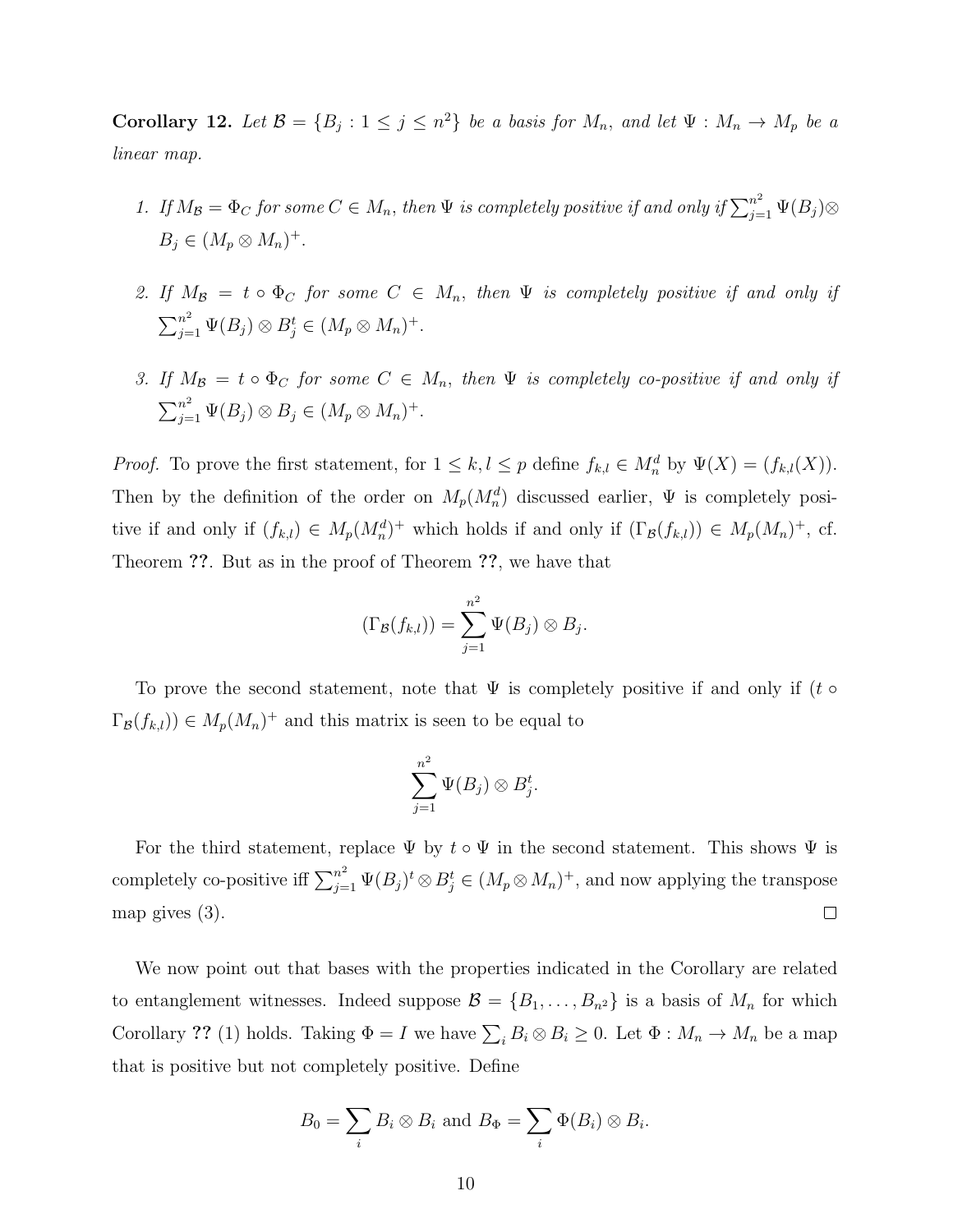**Corollary 12.** *Let $\mathcal{B} = \{B_j : 1 \leq j \leq n^2\}$ be a basis for $M_n$, and let $\Psi : M_n \to M_p$ be a linear map.*

1. *If $M_{\mathcal{B}} = \Phi_C$ for some $C \in M_n$, then $\Psi$ is completely positive if and only if $\sum_{j=1}^{n^2} \Psi(B_j) \otimes B_j \in (M_p \otimes M_n)^+$.*
2. *If $M_{\mathcal{B}} = t \circ \Phi_C$ for some $C \in M_n$, then $\Psi$ is completely positive if and only if $\sum_{j=1}^{n^2} \Psi(B_j) \otimes B_j^t \in (M_p \otimes M_n)^+$.*
3. *If $M_{\mathcal{B}} = t \circ \Phi_C$ for some $C \in M_n$, then $\Psi$ is completely co-positive if and only if $\sum_{j=1}^{n^2} \Psi(B_j) \otimes B_j \in (M_p \otimes M_n)^+$.*

*Proof.* To prove the first statement, for $1 \leq k, l \leq p$ define $f_{k,l} \in M_n^d$ by $\Psi(X) = (f_{k,l}(X))$. Then by the definition of the order on $M_p(M_n^d)$ discussed earlier, $\Psi$ is completely positive if and only if $(f_{k,l}) \in M_p(M_n^d)^+$ which holds if and only if $(\Gamma_{\mathcal{B}}(f_{k,l})) \in M_p(M_n)^+$, cf. Theorem **??**. But as in the proof of Theorem **??**, we have that

$$(\Gamma_{\mathcal{B}}(f_{k,l})) = \sum_{j=1}^{n^2} \Psi(B_j) \otimes B_j.$$

To prove the second statement, note that $\Psi$ is completely positive if and only if $(t \circ \Gamma_{\mathcal{B}}(f_{k,l})) \in M_p(M_n)^+$ and this matrix is seen to be equal to

$$\sum_{j=1}^{n^2} \Psi(B_j) \otimes B_j^t.$$

For the third statement, replace $\Psi$ by $t \circ \Psi$ in the second statement. This shows $\Psi$ is completely co-positive iff $\sum_{j=1}^{n^2} \Psi(B_j)^t \otimes B_j^t \in (M_p \otimes M_n)^+$, and now applying the transpose map gives (3). $\square$

We now point out that bases with the properties indicated in the Corollary are related to entanglement witnesses. Indeed suppose $\mathcal{B} = \{B_1, \ldots, B_{n^2}\}$ is a basis of $M_n$ for which Corollary **??** (1) holds. Taking $\Phi = I$ we have $\sum_i B_i \otimes B_i \geq 0$. Let $\Phi : M_n \to M_n$ be a map that is positive but not completely positive. Define

$$B_0 = \sum_i B_i \otimes B_i \text{ and } B_\Phi = \sum_i \Phi(B_i) \otimes B_i.$$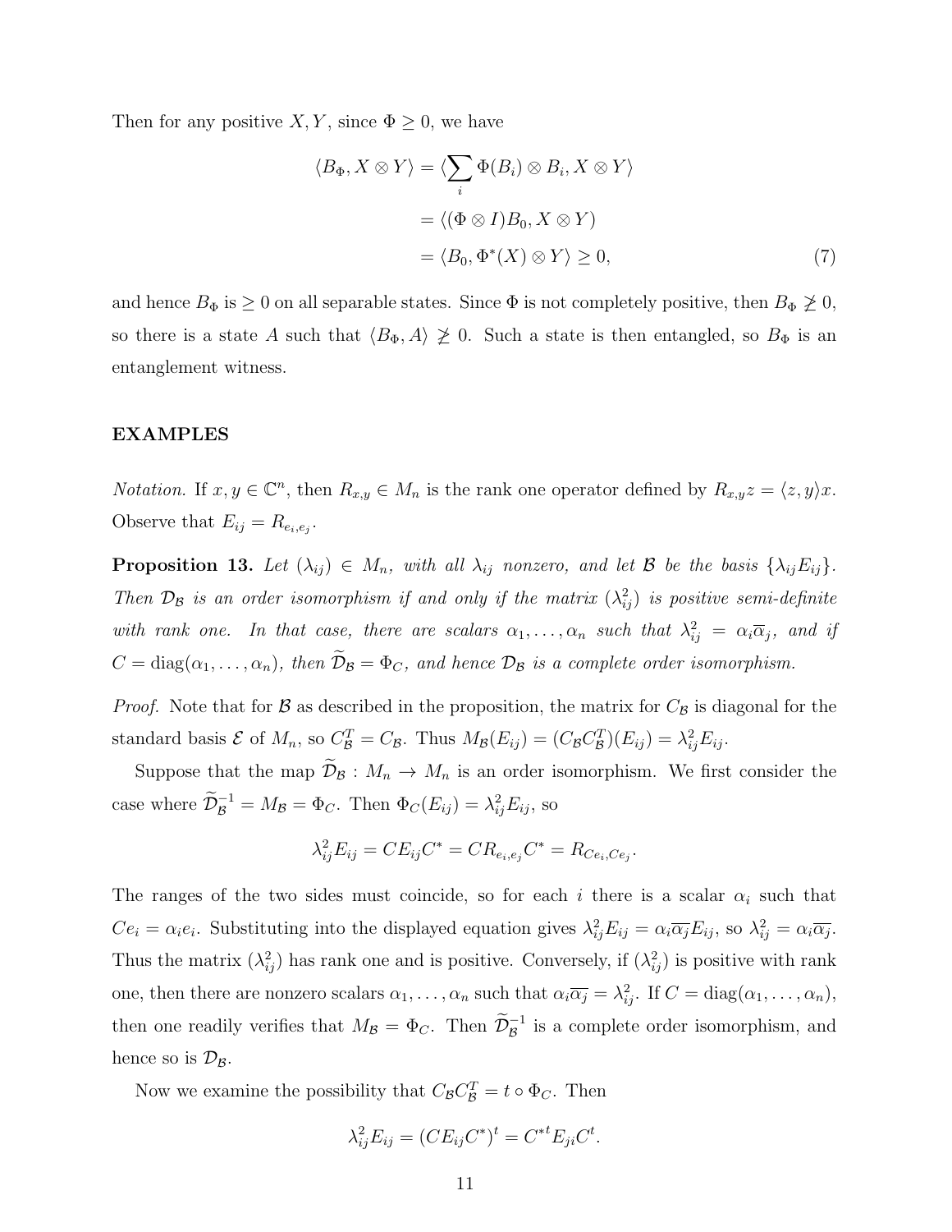Then for any positive $X, Y$, since $\Phi \geq 0$, we have

$$
\begin{aligned}
\langle B_\Phi, X \otimes Y \rangle &= \langle \sum_i \Phi(B_i) \otimes B_i, X \otimes Y \rangle \\
&= \langle (\Phi \otimes I) B_0, X \otimes Y \rangle \\
&= \langle B_0, \Phi^*(X) \otimes Y \rangle \geq 0, \qquad (7)
\end{aligned}
$$

and hence $B_\Phi$ is $\geq 0$ on all separable states. Since $\Phi$ is not completely positive, then $B_\Phi \not\geq 0$, so there is a state $A$ such that $\langle B_\Phi, A \rangle \not\geq 0$. Such a state is then entangled, so $B_\Phi$ is an entanglement witness.

## EXAMPLES

*Notation.* If $x, y \in \mathbb{C}^n$, then $R_{x,y} \in M_n$ is the rank one operator defined by $R_{x,y} z = \langle z, y \rangle x$. Observe that $E_{ij} = R_{e_i, e_j}$.

**Proposition 13.** *Let $(\lambda_{ij}) \in M_n$, with all $\lambda_{ij}$ nonzero, and let $\mathcal{B}$ be the basis $\{\lambda_{ij} E_{ij}\}$. Then $\mathcal{D}_\mathcal{B}$ is an order isomorphism if and only if the matrix $(\lambda_{ij}^2)$ is positive semi-definite with rank one. In that case, there are scalars $\alpha_1, \ldots, \alpha_n$ such that $\lambda_{ij}^2 = \alpha_i \overline{\alpha}_j$, and if $C = \operatorname{diag}(\alpha_1, \ldots, \alpha_n)$, then $\widetilde{\mathcal{D}}_\mathcal{B} = \Phi_C$, and hence $\mathcal{D}_\mathcal{B}$ is a complete order isomorphism.*

*Proof.* Note that for $\mathcal{B}$ as described in the proposition, the matrix for $C_\mathcal{B}$ is diagonal for the standard basis $\mathcal{E}$ of $M_n$, so $C_\mathcal{B}^T = C_\mathcal{B}$. Thus $M_\mathcal{B}(E_{ij}) = (C_\mathcal{B} C_\mathcal{B}^T)(E_{ij}) = \lambda_{ij}^2 E_{ij}$.

Suppose that the map $\widetilde{\mathcal{D}}_\mathcal{B} : M_n \to M_n$ is an order isomorphism. We first consider the case where $\widetilde{\mathcal{D}}_\mathcal{B}^{-1} = M_\mathcal{B} = \Phi_C$. Then $\Phi_C(E_{ij}) = \lambda_{ij}^2 E_{ij}$, so

$$
\lambda_{ij}^2 E_{ij} = C E_{ij} C^* = C R_{e_i, e_j} C^* = R_{Ce_i, Ce_j}.
$$

The ranges of the two sides must coincide, so for each $i$ there is a scalar $\alpha_i$ such that $Ce_i = \alpha_i e_i$. Substituting into the displayed equation gives $\lambda_{ij}^2 E_{ij} = \alpha_i \overline{\alpha_j} E_{ij}$, so $\lambda_{ij}^2 = \alpha_i \overline{\alpha_j}$. Thus the matrix $(\lambda_{ij}^2)$ has rank one and is positive. Conversely, if $(\lambda_{ij}^2)$ is positive with rank one, then there are nonzero scalars $\alpha_1, \ldots, \alpha_n$ such that $\alpha_i \overline{\alpha_j} = \lambda_{ij}^2$. If $C = \operatorname{diag}(\alpha_1, \ldots, \alpha_n)$, then one readily verifies that $M_\mathcal{B} = \Phi_C$. Then $\widetilde{\mathcal{D}}_\mathcal{B}^{-1}$ is a complete order isomorphism, and hence so is $\mathcal{D}_\mathcal{B}$.

Now we examine the possibility that $C_\mathcal{B} C_\mathcal{B}^T = t \circ \Phi_C$. Then

$$
\lambda_{ij}^2 E_{ij} = (C E_{ij} C^*)^t = C^{*t} E_{ji} C^t.
$$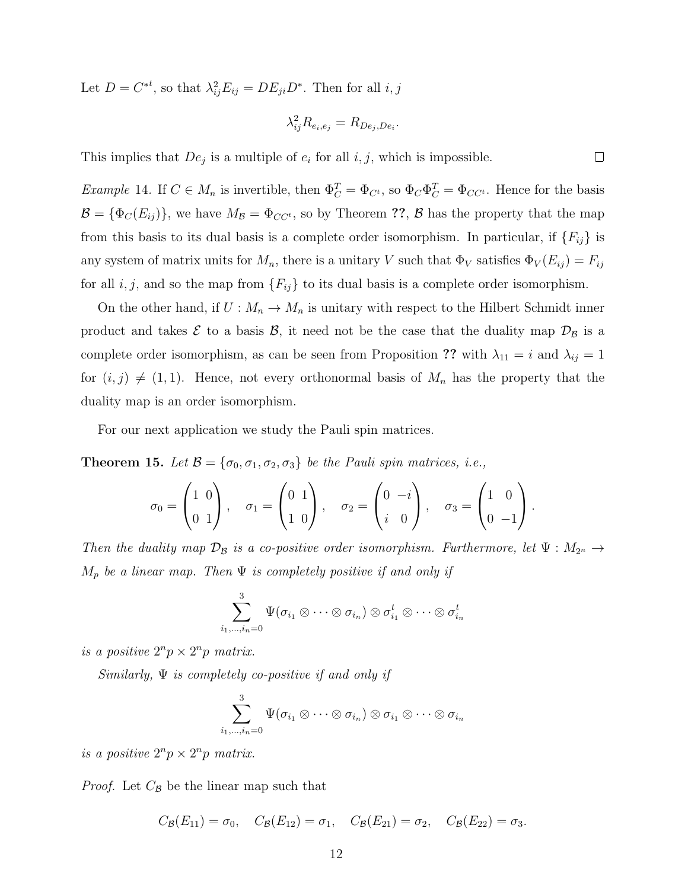Let $D = C^{*t}$, so that $\lambda_{ij}^2 E_{ij} = D E_{ji} D^*$. Then for all $i, j$

$$\lambda_{ij}^2 R_{e_i,e_j} = R_{De_j,De_i}.$$

This implies that $De_j$ is a multiple of $e_i$ for all $i, j$, which is impossible. $\square$

*Example* 14. If $C \in M_n$ is invertible, then $\Phi_C^T = \Phi_{C^t}$, so $\Phi_C \Phi_C^T = \Phi_{CC^t}$. Hence for the basis $\mathcal{B} = \{\Phi_C(E_{ij})\}$, we have $M_{\mathcal{B}} = \Phi_{CC^t}$, so by Theorem **??**, $\mathcal{B}$ has the property that the map from this basis to its dual basis is a complete order isomorphism. In particular, if $\{F_{ij}\}$ is any system of matrix units for $M_n$, there is a unitary $V$ such that $\Phi_V$ satisfies $\Phi_V(E_{ij}) = F_{ij}$ for all $i, j$, and so the map from $\{F_{ij}\}$ to its dual basis is a complete order isomorphism.

On the other hand, if $U : M_n \to M_n$ is unitary with respect to the Hilbert Schmidt inner product and takes $\mathcal{E}$ to a basis $\mathcal{B}$, it need not be the case that the duality map $\mathcal{D}_{\mathcal{B}}$ is a complete order isomorphism, as can be seen from Proposition **??** with $\lambda_{11} = i$ and $\lambda_{ij} = 1$ for $(i,j) \neq (1,1)$. Hence, not every orthonormal basis of $M_n$ has the property that the duality map is an order isomorphism.

For our next application we study the Pauli spin matrices.

**Theorem 15.** *Let $\mathcal{B} = \{\sigma_0, \sigma_1, \sigma_2, \sigma_3\}$ be the Pauli spin matrices, i.e.,*

$$\sigma_0 = \begin{pmatrix} 1 & 0 \\ 0 & 1 \end{pmatrix}, \quad \sigma_1 = \begin{pmatrix} 0 & 1 \\ 1 & 0 \end{pmatrix}, \quad \sigma_2 = \begin{pmatrix} 0 & -i \\ i & 0 \end{pmatrix}, \quad \sigma_3 = \begin{pmatrix} 1 & 0 \\ 0 & -1 \end{pmatrix}.$$

*Then the duality map $\mathcal{D}_{\mathcal{B}}$ is a co-positive order isomorphism. Furthermore, let $\Psi : M_{2^n} \to M_p$ be a linear map. Then $\Psi$ is completely positive if and only if*

$$\sum_{i_1,\ldots,i_n=0}^{3} \Psi(\sigma_{i_1} \otimes \cdots \otimes \sigma_{i_n}) \otimes \sigma_{i_1}^t \otimes \cdots \otimes \sigma_{i_n}^t$$

*is a positive $2^n p \times 2^n p$ matrix.*

*Similarly, $\Psi$ is completely co-positive if and only if*

$$\sum_{i_1,\ldots,i_n=0}^{3} \Psi(\sigma_{i_1} \otimes \cdots \otimes \sigma_{i_n}) \otimes \sigma_{i_1} \otimes \cdots \otimes \sigma_{i_n}$$

*is a positive $2^n p \times 2^n p$ matrix.*

*Proof.* Let $C_{\mathcal{B}}$ be the linear map such that

$$C_{\mathcal{B}}(E_{11}) = \sigma_0, \quad C_{\mathcal{B}}(E_{12}) = \sigma_1, \quad C_{\mathcal{B}}(E_{21}) = \sigma_2, \quad C_{\mathcal{B}}(E_{22}) = \sigma_3.$$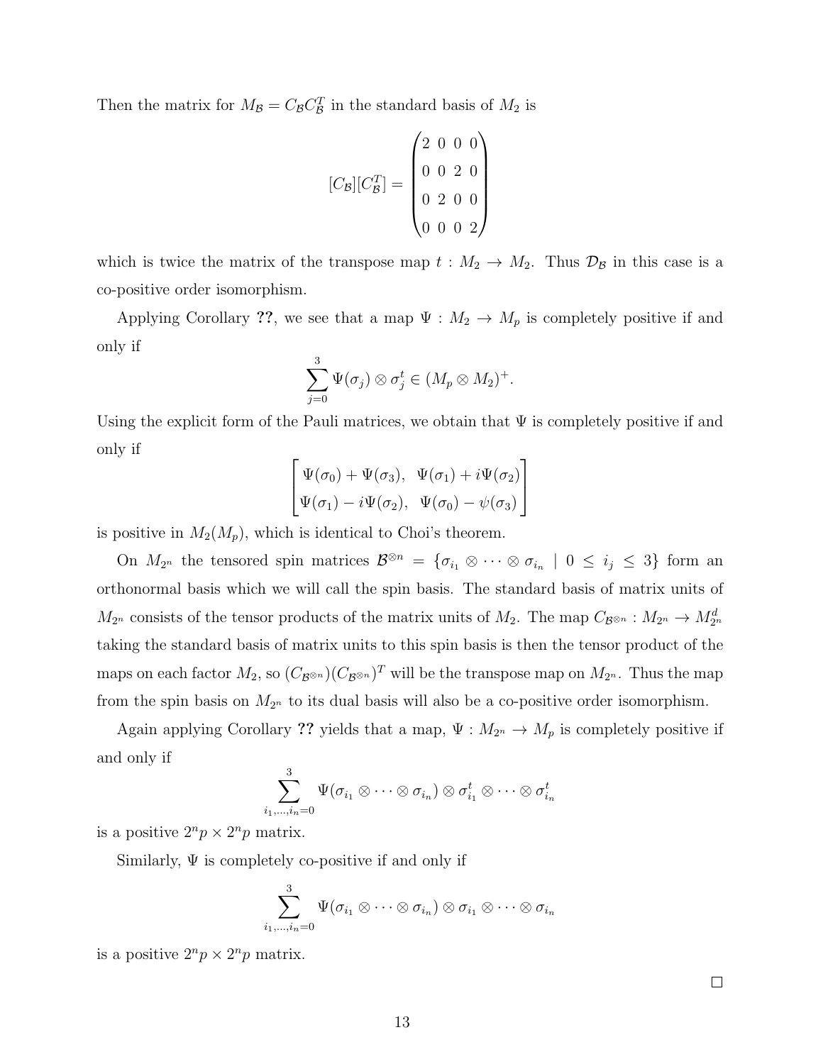Then the matrix for $M_{\mathcal{B}} = C_{\mathcal{B}} C_{\mathcal{B}}^T$ in the standard basis of $M_2$ is

$$[C_{\mathcal{B}}][C_{\mathcal{B}}^T] = \begin{pmatrix} 2 & 0 & 0 & 0 \\ 0 & 0 & 2 & 0 \\ 0 & 2 & 0 & 0 \\ 0 & 0 & 0 & 2 \end{pmatrix}$$

which is twice the matrix of the transpose map $t : M_2 \to M_2$. Thus $\mathcal{D}_{\mathcal{B}}$ in this case is a co-positive order isomorphism.

Applying Corollary **??**, we see that a map $\Psi : M_2 \to M_p$ is completely positive if and only if

$$\sum_{j=0}^{3} \Psi(\sigma_j) \otimes \sigma_j^t \in (M_p \otimes M_2)^+.$$

Using the explicit form of the Pauli matrices, we obtain that $\Psi$ is completely positive if and only if

$$\begin{bmatrix} \Psi(\sigma_0) + \Psi(\sigma_3), & \Psi(\sigma_1) + i\Psi(\sigma_2) \\ \Psi(\sigma_1) - i\Psi(\sigma_2), & \Psi(\sigma_0) - \psi(\sigma_3) \end{bmatrix}$$

is positive in $M_2(M_p)$, which is identical to Choi's theorem.

On $M_{2^n}$ the tensored spin matrices $\mathcal{B}^{\otimes n} = \{\sigma_{i_1} \otimes \cdots \otimes \sigma_{i_n} \mid 0 \leq i_j \leq 3\}$ form an orthonormal basis which we will call the spin basis. The standard basis of matrix units of $M_{2^n}$ consists of the tensor products of the matrix units of $M_2$. The map $C_{\mathcal{B}^{\otimes n}} : M_{2^n} \to M_{2^n}^d$ taking the standard basis of matrix units to this spin basis is then the tensor product of the maps on each factor $M_2$, so $(C_{\mathcal{B}^{\otimes n}})(C_{\mathcal{B}^{\otimes n}})^T$ will be the transpose map on $M_{2^n}$. Thus the map from the spin basis on $M_{2^n}$ to its dual basis will also be a co-positive order isomorphism.

Again applying Corollary **??** yields that a map, $\Psi : M_{2^n} \to M_p$ is completely positive if and only if

$$\sum_{i_1,\ldots,i_n=0}^{3} \Psi(\sigma_{i_1} \otimes \cdots \otimes \sigma_{i_n}) \otimes \sigma_{i_1}^t \otimes \cdots \otimes \sigma_{i_n}^t$$

is a positive $2^n p \times 2^n p$ matrix.

Similarly, $\Psi$ is completely co-positive if and only if

$$\sum_{i_1,\ldots,i_n=0}^{3} \Psi(\sigma_{i_1} \otimes \cdots \otimes \sigma_{i_n}) \otimes \sigma_{i_1} \otimes \cdots \otimes \sigma_{i_n}$$

is a positive $2^n p \times 2^n p$ matrix.

□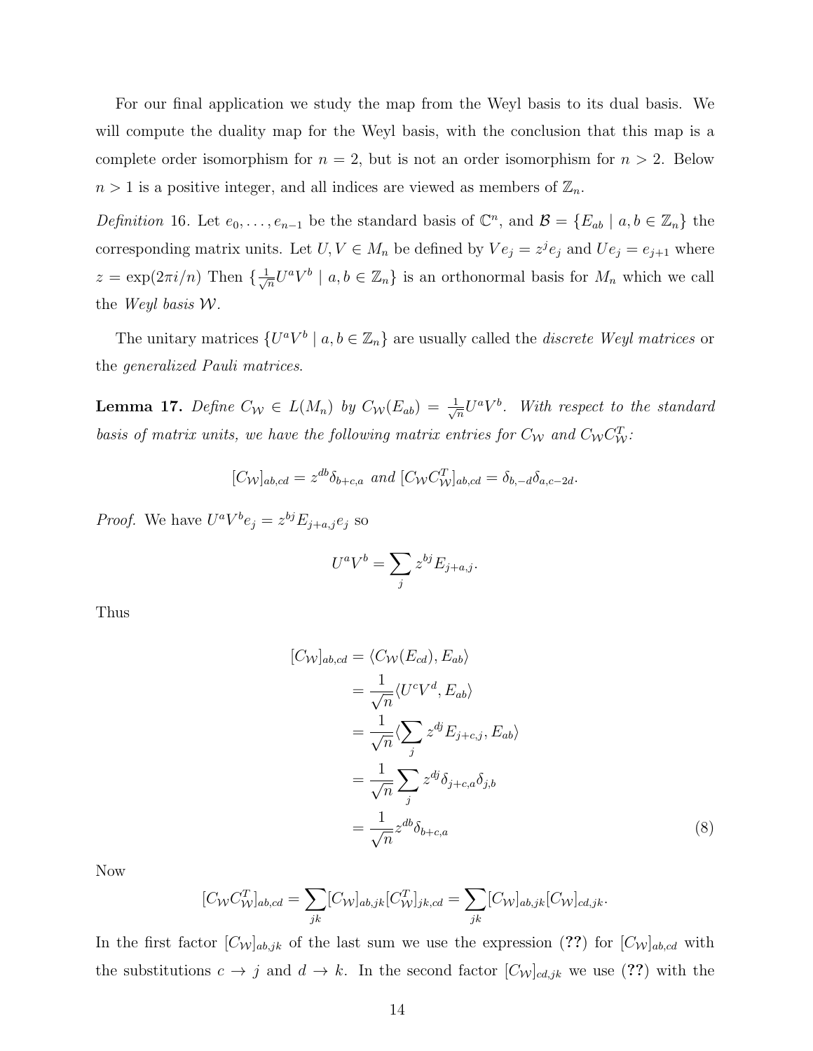For our final application we study the map from the Weyl basis to its dual basis. We will compute the duality map for the Weyl basis, with the conclusion that this map is a complete order isomorphism for $n = 2$, but is not an order isomorphism for $n > 2$. Below $n > 1$ is a positive integer, and all indices are viewed as members of $\mathbb{Z}_n$.

*Definition* 16. Let $e_0, \ldots, e_{n-1}$ be the standard basis of $\mathbb{C}^n$, and $\mathcal{B} = \{E_{ab} \mid a, b \in \mathbb{Z}_n\}$ the corresponding matrix units. Let $U, V \in M_n$ be defined by $Ve_j = z^j e_j$ and $Ue_j = e_{j+1}$ where $z = \exp(2\pi i/n)$ Then $\{\frac{1}{\sqrt{n}} U^a V^b \mid a, b \in \mathbb{Z}_n\}$ is an orthonormal basis for $M_n$ which we call the *Weyl basis* $\mathcal{W}$.

The unitary matrices $\{U^a V^b \mid a, b \in \mathbb{Z}_n\}$ are usually called the *discrete Weyl matrices* or the *generalized Pauli matrices*.

**Lemma 17.** *Define $C_{\mathcal{W}} \in L(M_n)$ by $C_{\mathcal{W}}(E_{ab}) = \frac{1}{\sqrt{n}} U^a V^b$. With respect to the standard basis of matrix units, we have the following matrix entries for $C_{\mathcal{W}}$ and $C_{\mathcal{W}} C_{\mathcal{W}}^T$:*

$$[C_{\mathcal{W}}]_{ab,cd} = z^{db} \delta_{b+c,a} \text{ and } [C_{\mathcal{W}} C_{\mathcal{W}}^T]_{ab,cd} = \delta_{b,-d} \delta_{a,c-2d}.$$

*Proof.* We have $U^a V^b e_j = z^{bj} E_{j+a,j} e_j$ so

$$U^a V^b = \sum_j z^{bj} E_{j+a,j}.$$

Thus

$$\begin{aligned}
[C_{\mathcal{W}}]_{ab,cd} &= \langle C_{\mathcal{W}}(E_{cd}), E_{ab} \rangle \\
&= \frac{1}{\sqrt{n}} \langle U^c V^d, E_{ab} \rangle \\
&= \frac{1}{\sqrt{n}} \langle \sum_j z^{dj} E_{j+c,j}, E_{ab} \rangle \\
&= \frac{1}{\sqrt{n}} \sum_j z^{dj} \delta_{j+c,a} \delta_{j,b} \\
&= \frac{1}{\sqrt{n}} z^{db} \delta_{b+c,a} \qquad (8)
\end{aligned}$$

Now

$$[C_{\mathcal{W}} C_{\mathcal{W}}^T]_{ab,cd} = \sum_{jk} [C_{\mathcal{W}}]_{ab,jk} [C_{\mathcal{W}}^T]_{jk,cd} = \sum_{jk} [C_{\mathcal{W}}]_{ab,jk} [C_{\mathcal{W}}]_{cd,jk}.$$

In the first factor $[C_{\mathcal{W}}]_{ab,jk}$ of the last sum we use the expression (**??**) for $[C_{\mathcal{W}}]_{ab,cd}$ with the substitutions $c \to j$ and $d \to k$. In the second factor $[C_{\mathcal{W}}]_{cd,jk}$ we use (**??**) with the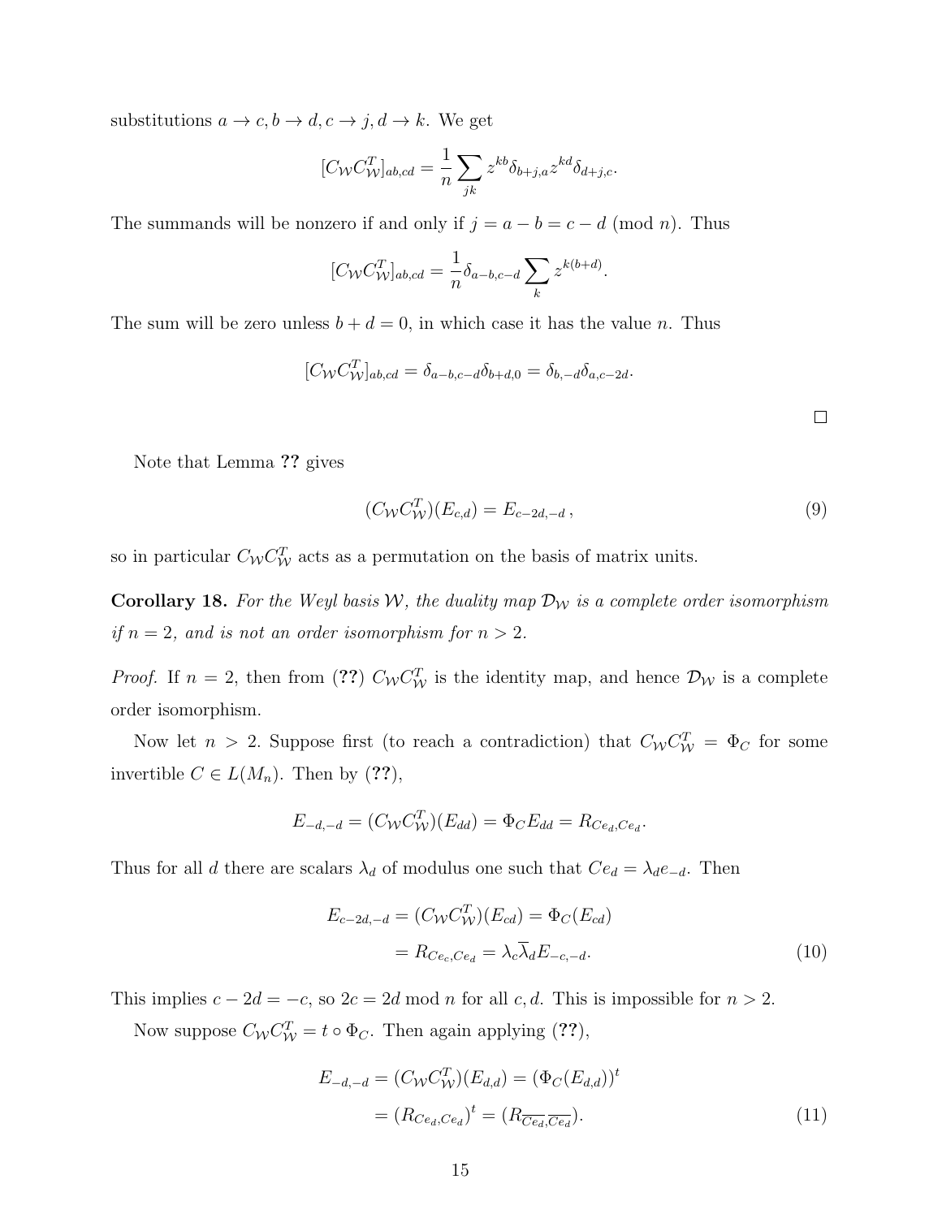substitutions $a \to c, b \to d, c \to j, d \to k$. We get

$$[C_{\mathcal{W}} C_{\mathcal{W}}^T]_{ab,cd} = \frac{1}{n} \sum_{jk} z^{kb} \delta_{b+j,a} z^{kd} \delta_{d+j,c}.$$

The summands will be nonzero if and only if $j = a - b = c - d \pmod{n}$. Thus

$$[C_{\mathcal{W}} C_{\mathcal{W}}^T]_{ab,cd} = \frac{1}{n} \delta_{a-b,c-d} \sum_{k} z^{k(b+d)}.$$

The sum will be zero unless $b + d = 0$, in which case it has the value $n$. Thus

$$[C_{\mathcal{W}} C_{\mathcal{W}}^T]_{ab,cd} = \delta_{a-b,c-d} \delta_{b+d,0} = \delta_{b,-d} \delta_{a,c-2d}.$$

□

Note that Lemma **??** gives

$$(C_{\mathcal{W}} C_{\mathcal{W}}^T)(E_{c,d}) = E_{c-2d,-d}\,, \tag{9}$$

so in particular $C_{\mathcal{W}} C_{\mathcal{W}}^T$ acts as a permutation on the basis of matrix units.

**Corollary 18.** *For the Weyl basis $\mathcal{W}$, the duality map $\mathcal{D}_{\mathcal{W}}$ is a complete order isomorphism if $n = 2$, and is not an order isomorphism for $n > 2$.*

*Proof.* If $n = 2$, then from (**??**) $C_{\mathcal{W}} C_{\mathcal{W}}^T$ is the identity map, and hence $\mathcal{D}_{\mathcal{W}}$ is a complete order isomorphism.

Now let $n > 2$. Suppose first (to reach a contradiction) that $C_{\mathcal{W}} C_{\mathcal{W}}^T = \Phi_C$ for some invertible $C \in L(M_n)$. Then by (**??**),

$$E_{-d,-d} = (C_{\mathcal{W}} C_{\mathcal{W}}^T)(E_{dd}) = \Phi_C E_{dd} = R_{Ce_d, Ce_d}.$$

Thus for all $d$ there are scalars $\lambda_d$ of modulus one such that $Ce_d = \lambda_d e_{-d}$. Then

$$\begin{aligned} E_{c-2d,-d} = (C_{\mathcal{W}} C_{\mathcal{W}}^T)(E_{cd}) &= \Phi_C(E_{cd}) \\ &= R_{Ce_c, Ce_d} = \lambda_c \overline{\lambda}_d E_{-c,-d}. \end{aligned} \tag{10}$$

This implies $c - 2d = -c$, so $2c = 2d \bmod n$ for all $c, d$. This is impossible for $n > 2$.

Now suppose $C_{\mathcal{W}} C_{\mathcal{W}}^T = t \circ \Phi_C$. Then again applying (**??**),

$$\begin{aligned} E_{-d,-d} = (C_{\mathcal{W}} C_{\mathcal{W}}^T)(E_{d,d}) &= (\Phi_C(E_{d,d}))^t \\ &= (R_{Ce_d, Ce_d})^t = (R_{\overline{Ce_d}, \overline{Ce_d}}). \end{aligned} \tag{11}$$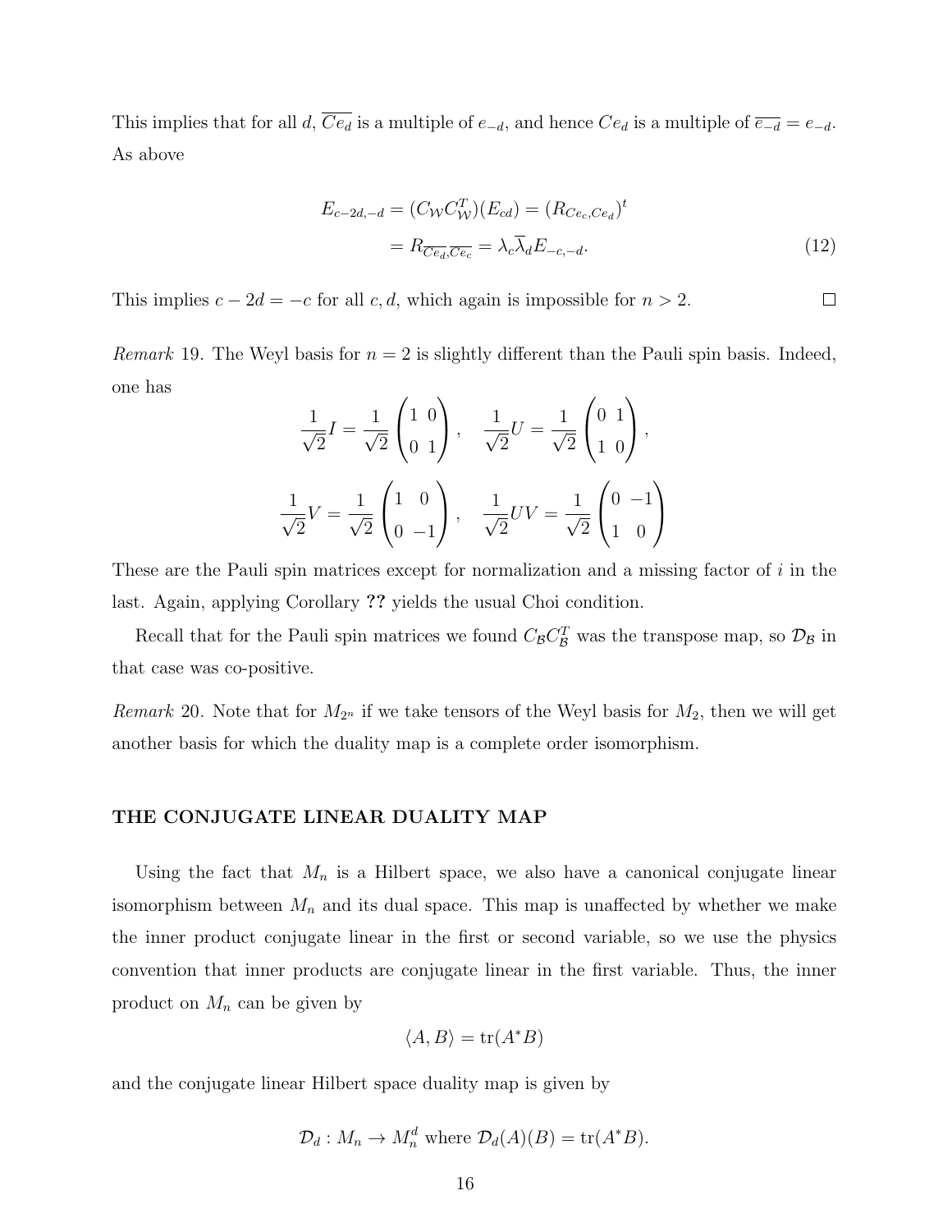This implies that for all $d$, $\overline{Ce_d}$ is a multiple of $e_{-d}$, and hence $Ce_d$ is a multiple of $\overline{e_{-d}} = e_{-d}$. As above

$$\begin{aligned} E_{c-2d,-d} &= (C_{\mathcal{W}}C_{\mathcal{W}}^T)(E_{cd}) = (R_{Ce_c,Ce_d})^t \\ &= R_{\overline{Ce_d},\overline{Ce_c}} = \lambda_c\overline{\lambda}_d E_{-c,-d}. \end{aligned} \tag{12}$$

This implies $c - 2d = -c$ for all $c, d$, which again is impossible for $n > 2$. □

*Remark* 19. The Weyl basis for $n = 2$ is slightly different than the Pauli spin basis. Indeed, one has

$$\frac{1}{\sqrt{2}}I = \frac{1}{\sqrt{2}}\begin{pmatrix} 1 & 0 \\ 0 & 1 \end{pmatrix}, \quad \frac{1}{\sqrt{2}}U = \frac{1}{\sqrt{2}}\begin{pmatrix} 0 & 1 \\ 1 & 0 \end{pmatrix},$$

$$\frac{1}{\sqrt{2}}V = \frac{1}{\sqrt{2}}\begin{pmatrix} 1 & 0 \\ 0 & -1 \end{pmatrix}, \quad \frac{1}{\sqrt{2}}UV = \frac{1}{\sqrt{2}}\begin{pmatrix} 0 & -1 \\ 1 & 0 \end{pmatrix}$$

These are the Pauli spin matrices except for normalization and a missing factor of $i$ in the last. Again, applying Corollary **??** yields the usual Choi condition.

Recall that for the Pauli spin matrices we found $C_{\mathcal{B}}C_{\mathcal{B}}^T$ was the transpose map, so $\mathcal{D}_{\mathcal{B}}$ in that case was co-positive.

*Remark* 20. Note that for $M_{2^n}$ if we take tensors of the Weyl basis for $M_2$, then we will get another basis for which the duality map is a complete order isomorphism.

## THE CONJUGATE LINEAR DUALITY MAP

Using the fact that $M_n$ is a Hilbert space, we also have a canonical conjugate linear isomorphism between $M_n$ and its dual space. This map is unaffected by whether we make the inner product conjugate linear in the first or second variable, so we use the physics convention that inner products are conjugate linear in the first variable. Thus, the inner product on $M_n$ can be given by

$$\langle A, B \rangle = \operatorname{tr}(A^*B)$$

and the conjugate linear Hilbert space duality map is given by

$$\mathcal{D}_d : M_n \to M_n^d \text{ where } \mathcal{D}_d(A)(B) = \operatorname{tr}(A^*B).$$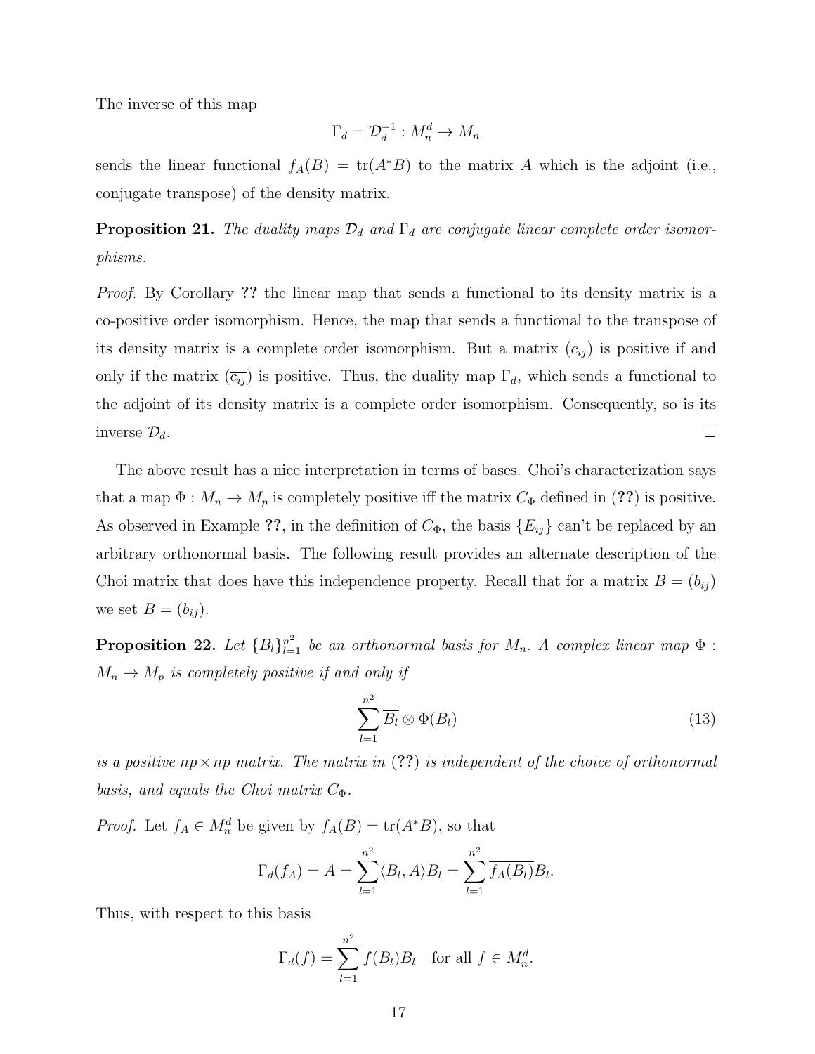The inverse of this map

$$\Gamma_d = \mathcal{D}_d^{-1} : M_n^d \to M_n$$

sends the linear functional $f_A(B) = \mathrm{tr}(A^*B)$ to the matrix $A$ which is the adjoint (i.e., conjugate transpose) of the density matrix.

**Proposition 21.** *The duality maps $\mathcal{D}_d$ and $\Gamma_d$ are conjugate linear complete order isomorphisms.*

*Proof.* By Corollary **??** the linear map that sends a functional to its density matrix is a co-positive order isomorphism. Hence, the map that sends a functional to the transpose of its density matrix is a complete order isomorphism. But a matrix $(c_{ij})$ is positive if and only if the matrix $(\overline{c_{ij}})$ is positive. Thus, the duality map $\Gamma_d$, which sends a functional to the adjoint of its density matrix is a complete order isomorphism. Consequently, so is its inverse $\mathcal{D}_d$. □

The above result has a nice interpretation in terms of bases. Choi's characterization says that a map $\Phi : M_n \to M_p$ is completely positive iff the matrix $C_\Phi$ defined in (**??**) is positive. As observed in Example **??**, in the definition of $C_\Phi$, the basis $\{E_{ij}\}$ can't be replaced by an arbitrary orthonormal basis. The following result provides an alternate description of the Choi matrix that does have this independence property. Recall that for a matrix $B = (b_{ij})$ we set $\overline{B} = (\overline{b_{ij}})$.

**Proposition 22.** *Let $\{B_l\}_{l=1}^{n^2}$ be an orthonormal basis for $M_n$. A complex linear map $\Phi : M_n \to M_p$ is completely positive if and only if*

$$\sum_{l=1}^{n^2} \overline{B_l} \otimes \Phi(B_l) \tag{13}$$

*is a positive $np \times np$ matrix. The matrix in (**??**) is independent of the choice of orthonormal basis, and equals the Choi matrix $C_\Phi$.*

*Proof.* Let $f_A \in M_n^d$ be given by $f_A(B) = \mathrm{tr}(A^*B)$, so that

$$\Gamma_d(f_A) = A = \sum_{l=1}^{n^2} \langle B_l, A \rangle B_l = \sum_{l=1}^{n^2} \overline{f_A(B_l)} B_l.$$

Thus, with respect to this basis

$$\Gamma_d(f) = \sum_{l=1}^{n^2} \overline{f(B_l)} B_l \quad \text{for all } f \in M_n^d.$$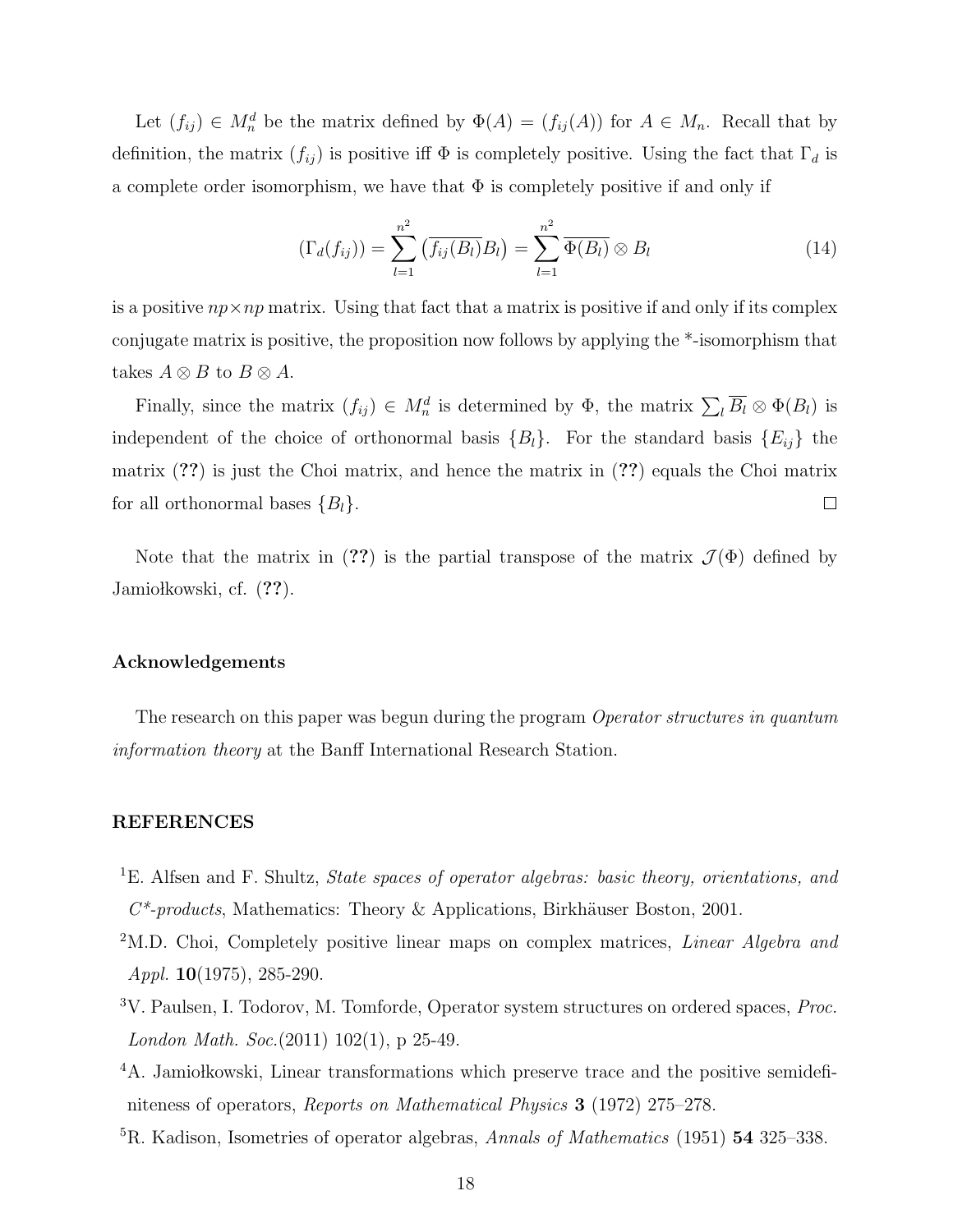Let $(f_{ij}) \in M_n^d$ be the matrix defined by $\Phi(A) = (f_{ij}(A))$ for $A \in M_n$. Recall that by definition, the matrix $(f_{ij})$ is positive iff $\Phi$ is completely positive. Using the fact that $\Gamma_d$ is a complete order isomorphism, we have that $\Phi$ is completely positive if and only if

$$(\Gamma_d(f_{ij})) = \sum_{l=1}^{n^2} \left(\overline{f_{ij}(B_l)} B_l\right) = \sum_{l=1}^{n^2} \overline{\Phi(B_l)} \otimes B_l \tag{14}$$

is a positive $np \times np$ matrix. Using that fact that a matrix is positive if and only if its complex conjugate matrix is positive, the proposition now follows by applying the *-isomorphism that takes $A \otimes B$ to $B \otimes A$.

Finally, since the matrix $(f_{ij}) \in M_n^d$ is determined by $\Phi$, the matrix $\sum_l \overline{B_l} \otimes \Phi(B_l)$ is independent of the choice of orthonormal basis $\{B_l\}$. For the standard basis $\{E_{ij}\}$ the matrix (**??**) is just the Choi matrix, and hence the matrix in (**??**) equals the Choi matrix for all orthonormal bases $\{B_l\}$. □

Note that the matrix in (**??**) is the partial transpose of the matrix $\mathcal{J}(\Phi)$ defined by Jamiołkowski, cf. (**??**).

### Acknowledgements

The research on this paper was begun during the program *Operator structures in quantum information theory* at the Banff International Research Station.

### REFERENCES

[1] E. Alfsen and F. Shultz, *State spaces of operator algebras: basic theory, orientations, and C\*-products*, Mathematics: Theory & Applications, Birkhäuser Boston, 2001.

[2] M.D. Choi, Completely positive linear maps on complex matrices, *Linear Algebra and Appl.* **10**(1975), 285-290.

[3] V. Paulsen, I. Todorov, M. Tomforde, Operator system structures on ordered spaces, *Proc. London Math. Soc.*(2011) 102(1), p 25-49.

[4] A. Jamiołkowski, Linear transformations which preserve trace and the positive semidefiniteness of operators, *Reports on Mathematical Physics* **3** (1972) 275–278.

[5] R. Kadison, Isometries of operator algebras, *Annals of Mathematics* (1951) **54** 325–338.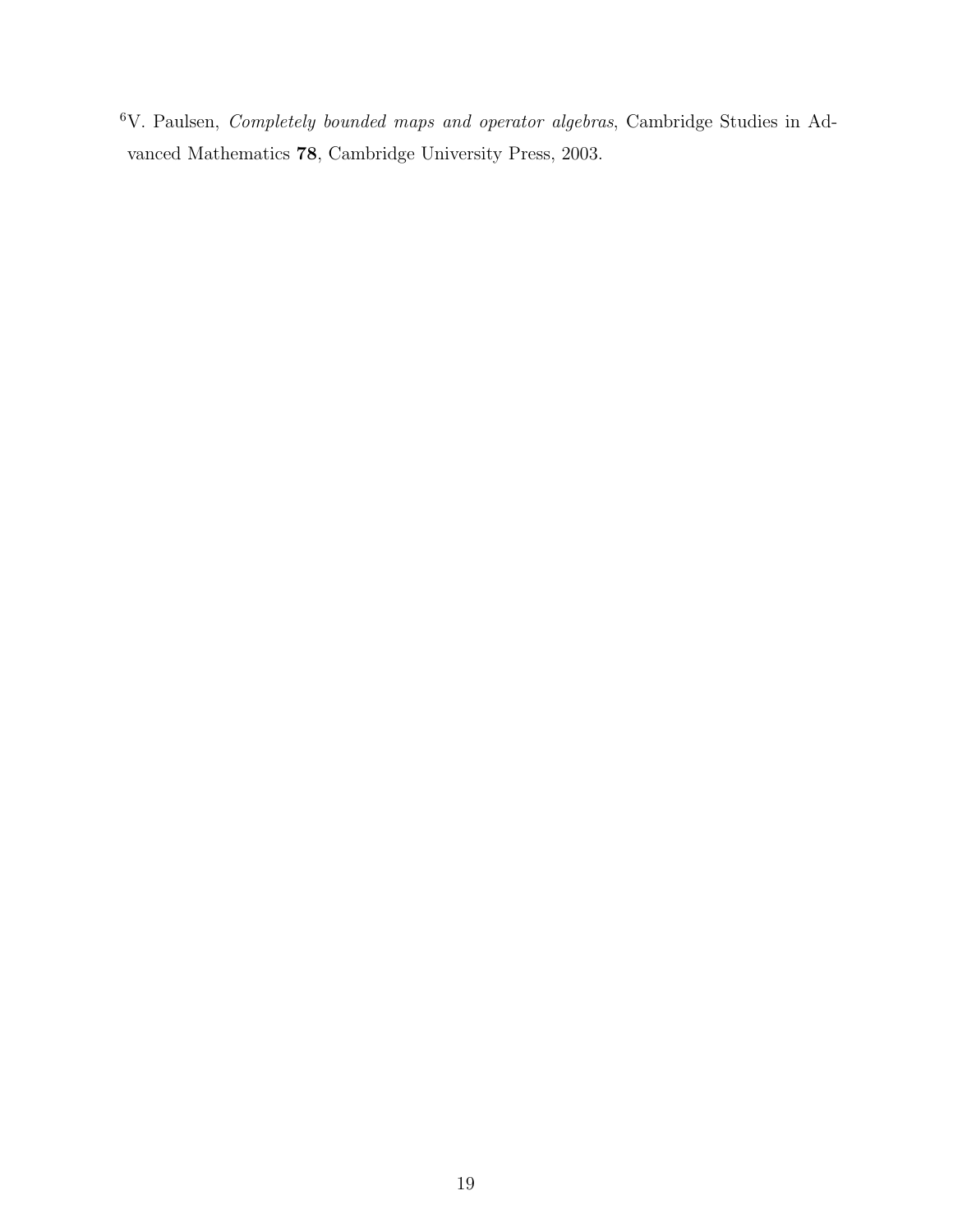[6]V. Paulsen, *Completely bounded maps and operator algebras*, Cambridge Studies in Advanced Mathematics **78**, Cambridge University Press, 2003.